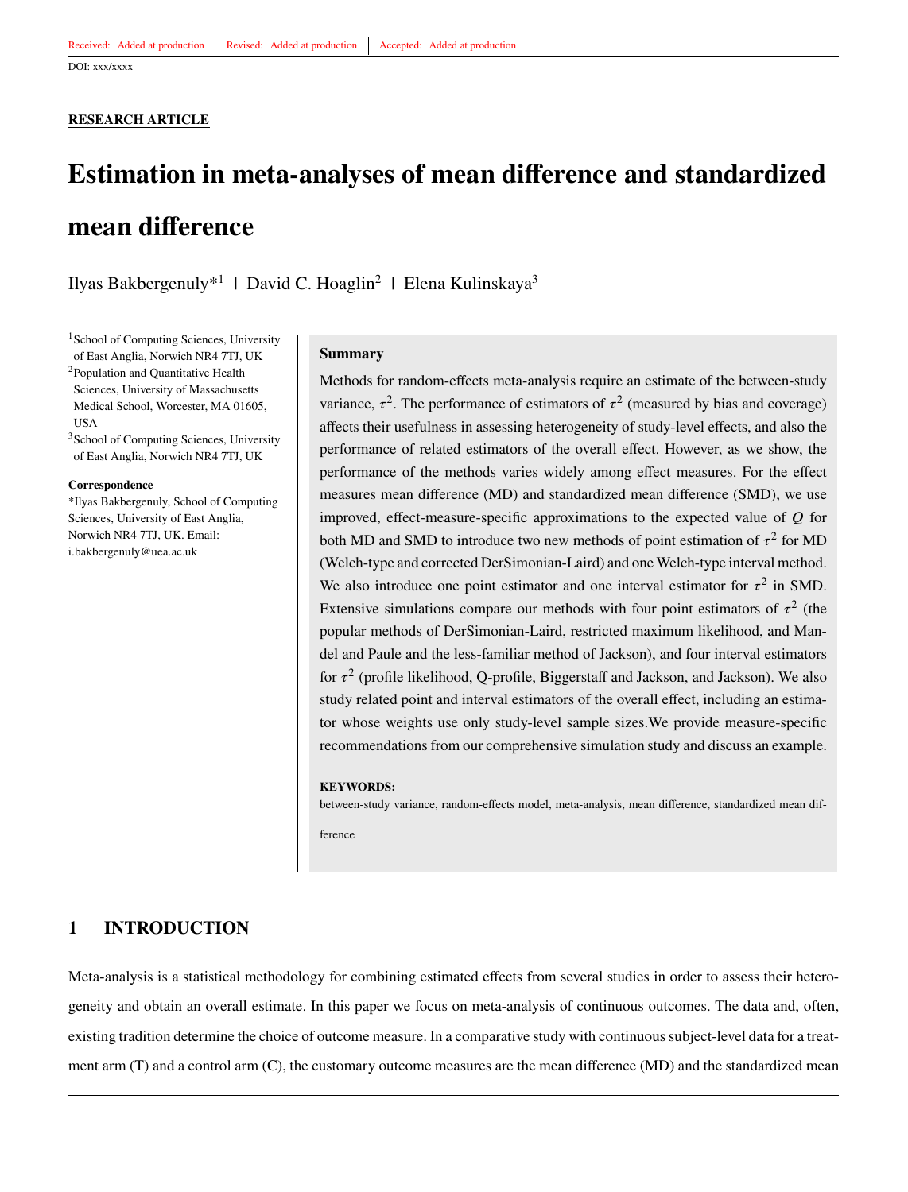Received: Added at production | Revised: Added at production | Accepted: Added at production

DOI: xxx/xxxx

**RESEARCH ARTICLE**

# Estimation in meta-analyses of mean difference and standardized mean difference

Ilyas Bakbergenuly*[1] | David C. Hoaglin[2] | Elena Kulinskaya[3]

[1]School of Computing Sciences, University of East Anglia, Norwich NR4 7TJ, UK

[2]Population and Quantitative Health Sciences, University of Massachusetts Medical School, Worcester, MA 01605, USA

[3]School of Computing Sciences, University of East Anglia, Norwich NR4 7TJ, UK

**Correspondence**

*Ilyas Bakbergenuly, School of Computing Sciences, University of East Anglia, Norwich NR4 7TJ, UK. Email: i.bakbergenuly@uea.ac.uk

**Summary**

Methods for random-effects meta-analysis require an estimate of the between-study variance, $\tau^2$. The performance of estimators of $\tau^2$ (measured by bias and coverage) affects their usefulness in assessing heterogeneity of study-level effects, and also the performance of related estimators of the overall effect. However, as we show, the performance of the methods varies widely among effect measures. For the effect measures mean difference (MD) and standardized mean difference (SMD), we use improved, effect-measure-specific approximations to the expected value of $Q$ for both MD and SMD to introduce two new methods of point estimation of $\tau^2$ for MD (Welch-type and corrected DerSimonian-Laird) and one Welch-type interval method. We also introduce one point estimator and one interval estimator for $\tau^2$ in SMD. Extensive simulations compare our methods with four point estimators of $\tau^2$ (the popular methods of DerSimonian-Laird, restricted maximum likelihood, and Mandel and Paule and the less-familiar method of Jackson), and four interval estimators for $\tau^2$ (profile likelihood, Q-profile, Biggerstaff and Jackson, and Jackson). We also study related point and interval estimators of the overall effect, including an estimator whose weights use only study-level sample sizes.We provide measure-specific recommendations from our comprehensive simulation study and discuss an example.

**KEYWORDS:**

between-study variance, random-effects model, meta-analysis, mean difference, standardized mean difference

## 1 | INTRODUCTION

Meta-analysis is a statistical methodology for combining estimated effects from several studies in order to assess their heterogeneity and obtain an overall estimate. In this paper we focus on meta-analysis of continuous outcomes. The data and, often, existing tradition determine the choice of outcome measure. In a comparative study with continuous subject-level data for a treatment arm (T) and a control arm (C), the customary outcome measures are the mean difference (MD) and the standardized mean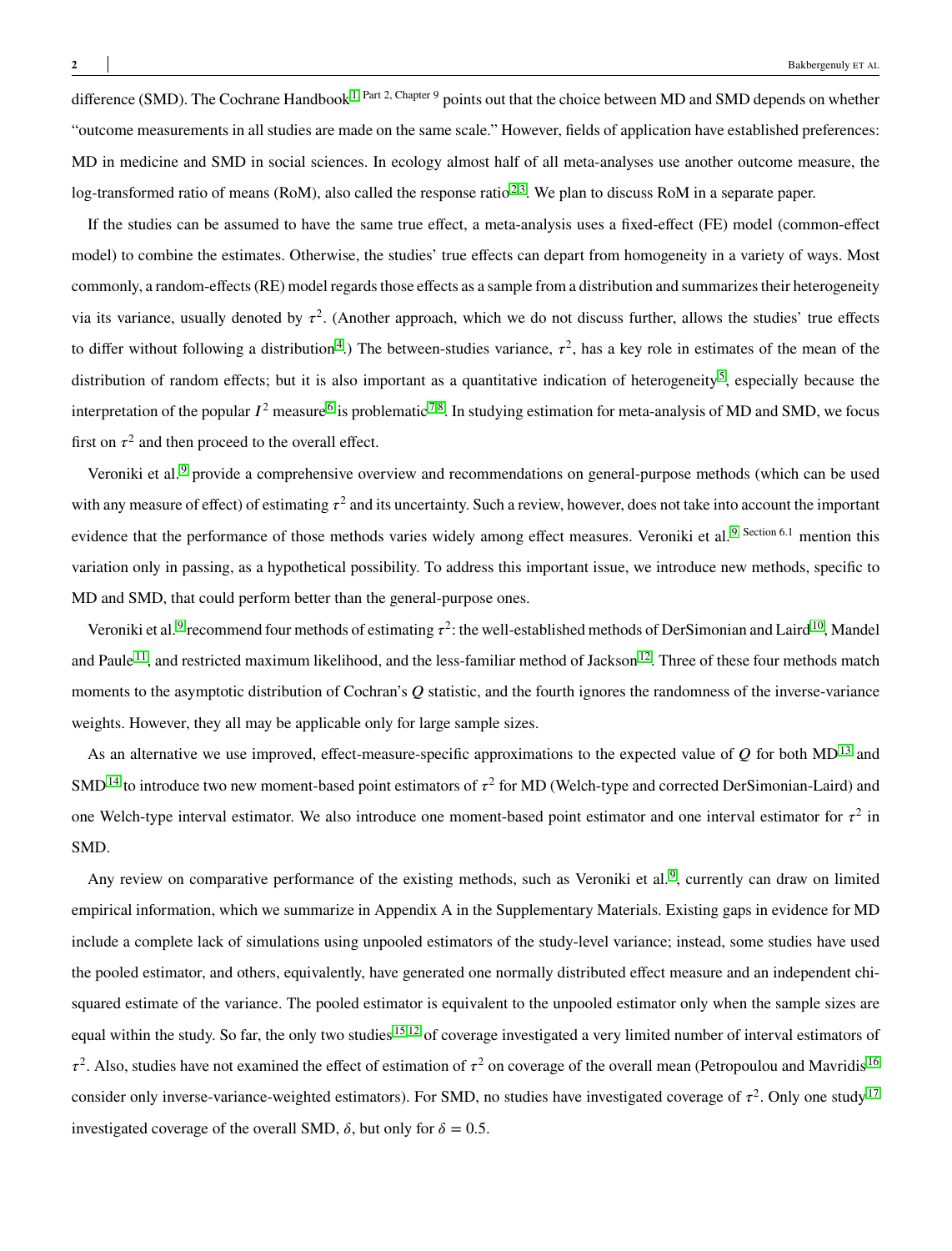difference (SMD). The Cochrane Handbook[1, Part 2, Chapter 9] points out that the choice between MD and SMD depends on whether "outcome measurements in all studies are made on the same scale." However, fields of application have established preferences: MD in medicine and SMD in social sciences. In ecology almost half of all meta-analyses use another outcome measure, the log-transformed ratio of means (RoM), also called the response ratio[2,3]. We plan to discuss RoM in a separate paper.

If the studies can be assumed to have the same true effect, a meta-analysis uses a fixed-effect (FE) model (common-effect model) to combine the estimates. Otherwise, the studies' true effects can depart from homogeneity in a variety of ways. Most commonly, a random-effects (RE) model regards those effects as a sample from a distribution and summarizes their heterogeneity via its variance, usually denoted by $\tau^2$. (Another approach, which we do not discuss further, allows the studies' true effects to differ without following a distribution[4].) The between-studies variance, $\tau^2$, has a key role in estimates of the mean of the distribution of random effects; but it is also important as a quantitative indication of heterogeneity[5], especially because the interpretation of the popular $I^2$ measure[6] is problematic[7,8]. In studying estimation for meta-analysis of MD and SMD, we focus first on $\tau^2$ and then proceed to the overall effect.

Veroniki et al.[9] provide a comprehensive overview and recommendations on general-purpose methods (which can be used with any measure of effect) of estimating $\tau^2$ and its uncertainty. Such a review, however, does not take into account the important evidence that the performance of those methods varies widely among effect measures. Veroniki et al.[9, Section 6.1] mention this variation only in passing, as a hypothetical possibility. To address this important issue, we introduce new methods, specific to MD and SMD, that could perform better than the general-purpose ones.

Veroniki et al.[9] recommend four methods of estimating $\tau^2$: the well-established methods of DerSimonian and Laird[10], Mandel and Paule[11], and restricted maximum likelihood, and the less-familiar method of Jackson[12]. Three of these four methods match moments to the asymptotic distribution of Cochran's $Q$ statistic, and the fourth ignores the randomness of the inverse-variance weights. However, they all may be applicable only for large sample sizes.

As an alternative we use improved, effect-measure-specific approximations to the expected value of $Q$ for both MD[13] and SMD[14] to introduce two new moment-based point estimators of $\tau^2$ for MD (Welch-type and corrected DerSimonian-Laird) and one Welch-type interval estimator. We also introduce one moment-based point estimator and one interval estimator for $\tau^2$ in SMD.

Any review on comparative performance of the existing methods, such as Veroniki et al.[9], currently can draw on limited empirical information, which we summarize in Appendix A in the Supplementary Materials. Existing gaps in evidence for MD include a complete lack of simulations using unpooled estimators of the study-level variance; instead, some studies have used the pooled estimator, and others, equivalently, have generated one normally distributed effect measure and an independent chi-squared estimate of the variance. The pooled estimator is equivalent to the unpooled estimator only when the sample sizes are equal within the study. So far, the only two studies[15,12] of coverage investigated a very limited number of interval estimators of $\tau^2$. Also, studies have not examined the effect of estimation of $\tau^2$ on coverage of the overall mean (Petropoulou and Mavridis[16] consider only inverse-variance-weighted estimators). For SMD, no studies have investigated coverage of $\tau^2$. Only one study[17] investigated coverage of the overall SMD, $\delta$, but only for $\delta = 0.5$.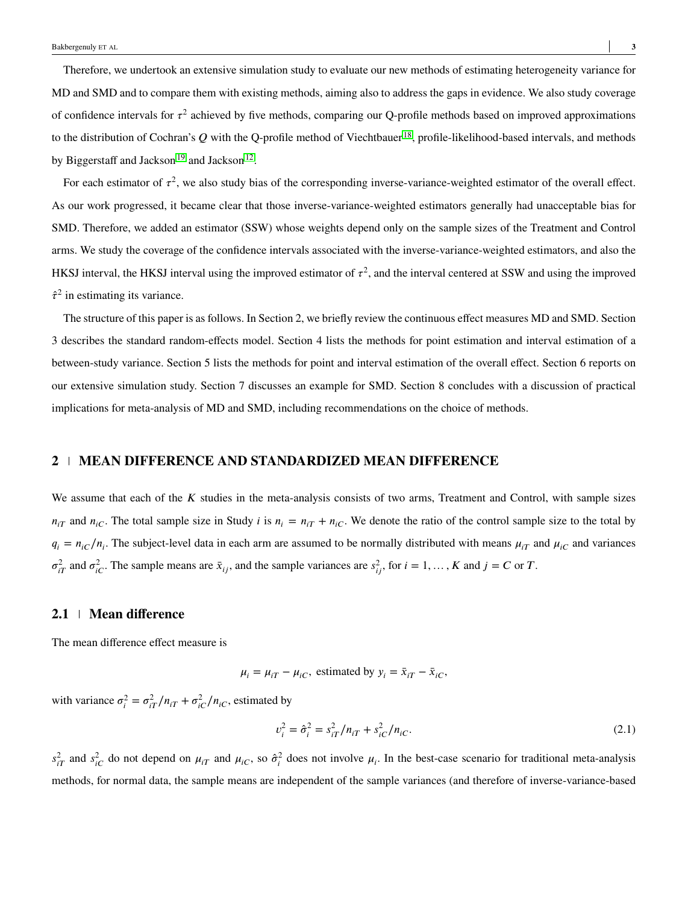Therefore, we undertook an extensive simulation study to evaluate our new methods of estimating heterogeneity variance for MD and SMD and to compare them with existing methods, aiming also to address the gaps in evidence. We also study coverage of confidence intervals for $\tau^2$ achieved by five methods, comparing our Q-profile methods based on improved approximations to the distribution of Cochran's $Q$ with the Q-profile method of Viechtbauer[18], profile-likelihood-based intervals, and methods by Biggerstaff and Jackson[19] and Jackson[12].

For each estimator of $\tau^2$, we also study bias of the corresponding inverse-variance-weighted estimator of the overall effect. As our work progressed, it became clear that those inverse-variance-weighted estimators generally had unacceptable bias for SMD. Therefore, we added an estimator (SSW) whose weights depend only on the sample sizes of the Treatment and Control arms. We study the coverage of the confidence intervals associated with the inverse-variance-weighted estimators, and also the HKSJ interval, the HKSJ interval using the improved estimator of $\tau^2$, and the interval centered at SSW and using the improved $\hat{\tau}^2$ in estimating its variance.

The structure of this paper is as follows. In Section 2, we briefly review the continuous effect measures MD and SMD. Section 3 describes the standard random-effects model. Section 4 lists the methods for point estimation and interval estimation of a between-study variance. Section 5 lists the methods for point and interval estimation of the overall effect. Section 6 reports on our extensive simulation study. Section 7 discusses an example for SMD. Section 8 concludes with a discussion of practical implications for meta-analysis of MD and SMD, including recommendations on the choice of methods.

## 2 | MEAN DIFFERENCE AND STANDARDIZED MEAN DIFFERENCE

We assume that each of the $K$ studies in the meta-analysis consists of two arms, Treatment and Control, with sample sizes $n_{iT}$ and $n_{iC}$. The total sample size in Study $i$ is $n_i = n_{iT} + n_{iC}$. We denote the ratio of the control sample size to the total by $q_i = n_{iC}/n_i$. The subject-level data in each arm are assumed to be normally distributed with means $\mu_{iT}$ and $\mu_{iC}$ and variances $\sigma_{iT}^2$ and $\sigma_{iC}^2$. The sample means are $\bar{x}_{ij}$, and the sample variances are $s_{ij}^2$, for $i = 1, \ldots, K$ and $j = C$ or $T$.

### 2.1 | Mean difference

The mean difference effect measure is

$$\mu_i = \mu_{iT} - \mu_{iC}, \text{ estimated by } y_i = \bar{x}_{iT} - \bar{x}_{iC},$$

with variance $\sigma_i^2 = \sigma_{iT}^2/n_{iT} + \sigma_{iC}^2/n_{iC}$, estimated by

$$v_i^2 = \hat{\sigma}_i^2 = s_{iT}^2/n_{iT} + s_{iC}^2/n_{iC}. \tag{2.1}$$

$s_{iT}^2$ and $s_{iC}^2$ do not depend on $\mu_{iT}$ and $\mu_{iC}$, so $\hat{\sigma}_i^2$ does not involve $\mu_i$. In the best-case scenario for traditional meta-analysis methods, for normal data, the sample means are independent of the sample variances (and therefore of inverse-variance-based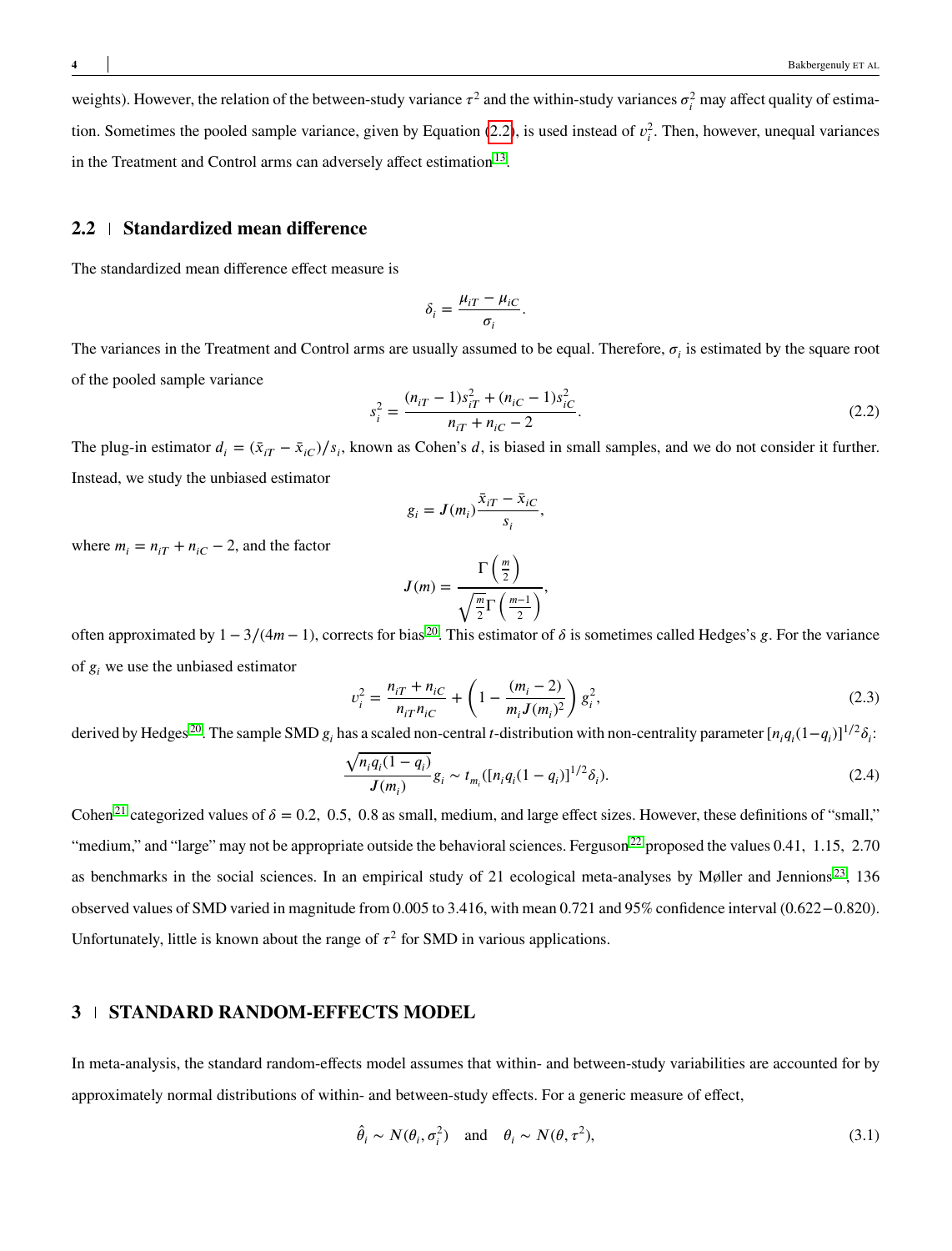weights). However, the relation of the between-study variance $\tau^2$ and the within-study variances $\sigma_i^2$ may affect quality of estimation. Sometimes the pooled sample variance, given by Equation (2.2), is used instead of $v_i^2$. Then, however, unequal variances in the Treatment and Control arms can adversely affect estimation[13].

## 2.2 | Standardized mean difference

The standardized mean difference effect measure is

$$\delta_i = \frac{\mu_{iT} - \mu_{iC}}{\sigma_i}.$$

The variances in the Treatment and Control arms are usually assumed to be equal. Therefore, $\sigma_i$ is estimated by the square root of the pooled sample variance

$$s_i^2 = \frac{(n_{iT} - 1)s_{iT}^2 + (n_{iC} - 1)s_{iC}^2}{n_{iT} + n_{iC} - 2}. \tag{2.2}$$

The plug-in estimator $d_i = (\bar{x}_{iT} - \bar{x}_{iC})/s_i$, known as Cohen's $d$, is biased in small samples, and we do not consider it further. Instead, we study the unbiased estimator

$$g_i = J(m_i)\frac{\bar{x}_{iT} - \bar{x}_{iC}}{s_i},$$

where $m_i = n_{iT} + n_{iC} - 2$, and the factor

$$J(m) = \frac{\Gamma\left(\frac{m}{2}\right)}{\sqrt{\frac{m}{2}}\Gamma\left(\frac{m-1}{2}\right)},$$

often approximated by $1 - 3/(4m - 1)$, corrects for bias[20]. This estimator of $\delta$ is sometimes called Hedges's $g$. For the variance of $g_i$ we use the unbiased estimator

$$v_i^2 = \frac{n_{iT} + n_{iC}}{n_{iT}n_{iC}} + \left(1 - \frac{(m_i - 2)}{m_i J(m_i)^2}\right) g_i^2, \tag{2.3}$$

derived by Hedges[20]. The sample SMD $g_i$ has a scaled non-central $t$-distribution with non-centrality parameter $[n_i q_i(1-q_i)]^{1/2}\delta_i$:

$$\frac{\sqrt{n_i q_i(1 - q_i)}}{J(m_i)} g_i \sim t_{m_i}([n_i q_i(1 - q_i)]^{1/2}\delta_i). \tag{2.4}$$

Cohen[21] categorized values of $\delta = 0.2,\ 0.5,\ 0.8$ as small, medium, and large effect sizes. However, these definitions of "small," "medium," and "large" may not be appropriate outside the behavioral sciences. Ferguson[22] proposed the values $0.41,\ 1.15,\ 2.70$ as benchmarks in the social sciences. In an empirical study of 21 ecological meta-analyses by Møller and Jennions[23], 136 observed values of SMD varied in magnitude from 0.005 to 3.416, with mean 0.721 and 95% confidence interval (0.622−0.820). Unfortunately, little is known about the range of $\tau^2$ for SMD in various applications.

# 3 | STANDARD RANDOM-EFFECTS MODEL

In meta-analysis, the standard random-effects model assumes that within- and between-study variabilities are accounted for by approximately normal distributions of within- and between-study effects. For a generic measure of effect,

$$\hat{\theta}_i \sim N(\theta_i, \sigma_i^2) \quad \text{and} \quad \theta_i \sim N(\theta, \tau^2), \tag{3.1}$$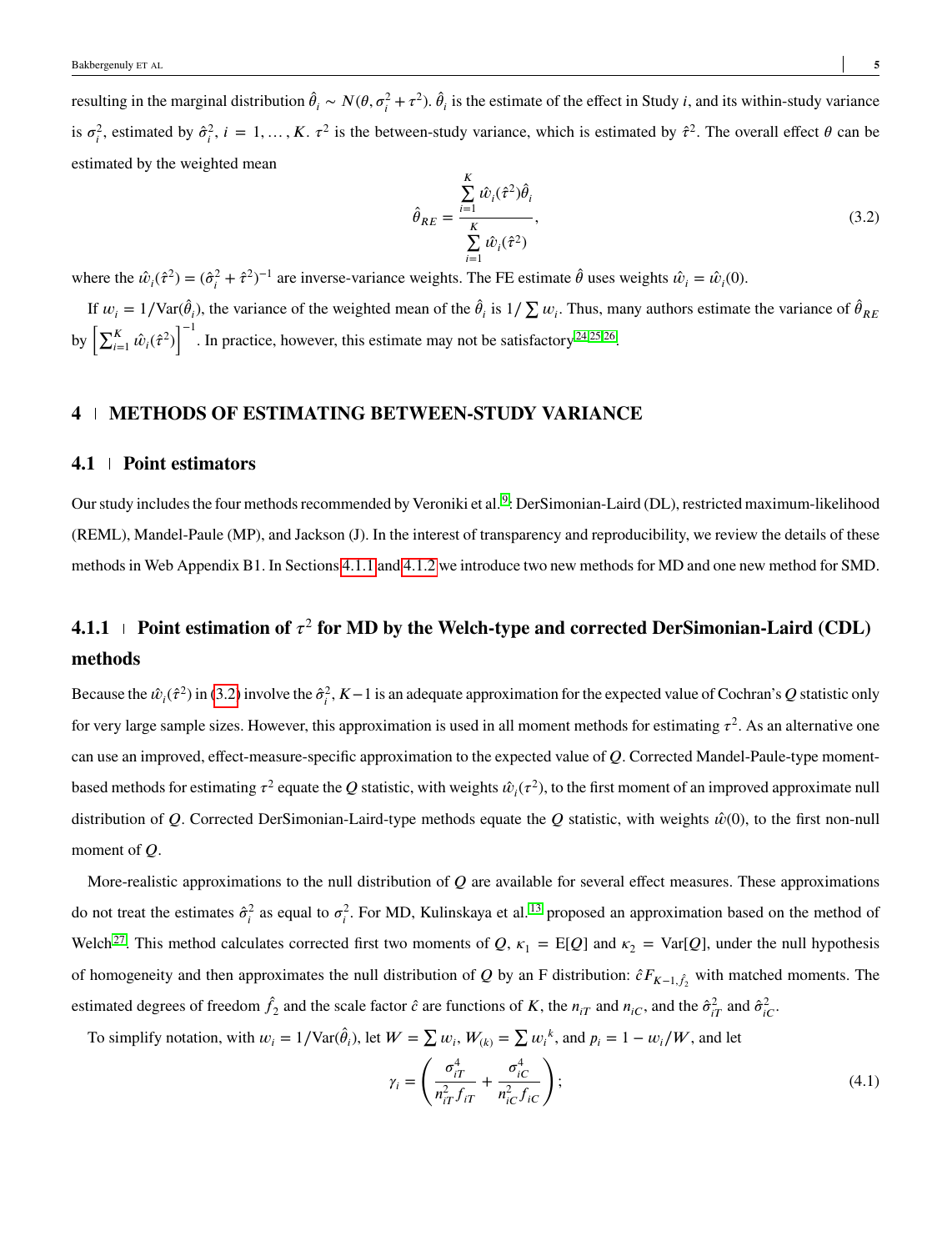resulting in the marginal distribution $\hat{\theta}_i \sim N(\theta, \sigma_i^2 + \tau^2)$. $\hat{\theta}_i$ is the estimate of the effect in Study $i$, and its within-study variance is $\sigma_i^2$, estimated by $\hat{\sigma}_i^2$, $i = 1, \ldots, K$. $\tau^2$ is the between-study variance, which is estimated by $\hat{\tau}^2$. The overall effect $\theta$ can be estimated by the weighted mean

$$\hat{\theta}_{RE} = \frac{\sum_{i=1}^{K} \hat{w}_i(\hat{\tau}^2)\hat{\theta}_i}{\sum_{i=1}^{K} \hat{w}_i(\hat{\tau}^2)}, \tag{3.2}$$

where the $\hat{w}_i(\hat{\tau}^2) = (\hat{\sigma}_i^2 + \hat{\tau}^2)^{-1}$ are inverse-variance weights. The FE estimate $\hat{\theta}$ uses weights $\hat{w}_i = \hat{w}_i(0)$.

If $w_i = 1/\text{Var}(\hat{\theta}_i)$, the variance of the weighted mean of the $\hat{\theta}_i$ is $1/\sum w_i$. Thus, many authors estimate the variance of $\hat{\theta}_{RE}$ by $\left[\sum_{i=1}^{K} \hat{w}_i(\hat{\tau}^2)\right]^{-1}$. In practice, however, this estimate may not be satisfactory[24,25,26].

## 4 METHODS OF ESTIMATING BETWEEN-STUDY VARIANCE

### 4.1 Point estimators

Our study includes the four methods recommended by Veroniki et al.[9]: DerSimonian-Laird (DL), restricted maximum-likelihood (REML), Mandel-Paule (MP), and Jackson (J). In the interest of transparency and reproducibility, we review the details of these methods in Web Appendix B1. In Sections 4.1.1 and 4.1.2 we introduce two new methods for MD and one new method for SMD.

#### 4.1.1 Point estimation of $\tau^2$ for MD by the Welch-type and corrected DerSimonian-Laird (CDL) methods

Because the $\hat{w}_i(\hat{\tau}^2)$ in (3.2) involve the $\hat{\sigma}_i^2$, $K-1$ is an adequate approximation for the expected value of Cochran's $Q$ statistic only for very large sample sizes. However, this approximation is used in all moment methods for estimating $\tau^2$. As an alternative one can use an improved, effect-measure-specific approximation to the expected value of $Q$. Corrected Mandel-Paule-type moment-based methods for estimating $\tau^2$ equate the $Q$ statistic, with weights $\hat{w}_i(\tau^2)$, to the first moment of an improved approximate null distribution of $Q$. Corrected DerSimonian-Laird-type methods equate the $Q$ statistic, with weights $\hat{w}(0)$, to the first non-null moment of $Q$.

More-realistic approximations to the null distribution of $Q$ are available for several effect measures. These approximations do not treat the estimates $\hat{\sigma}_i^2$ as equal to $\sigma_i^2$. For MD, Kulinskaya et al.[13] proposed an approximation based on the method of Welch[27]. This method calculates corrected first two moments of $Q$, $\kappa_1 = \text{E}[Q]$ and $\kappa_2 = \text{Var}[Q]$, under the null hypothesis of homogeneity and then approximates the null distribution of $Q$ by an F distribution: $\hat{c}F_{K-1,\hat{f}_2}$ with matched moments. The estimated degrees of freedom $\hat{f}_2$ and the scale factor $\hat{c}$ are functions of $K$, the $n_{iT}$ and $n_{iC}$, and the $\hat{\sigma}_{iT}^2$ and $\hat{\sigma}_{iC}^2$.

To simplify notation, with $w_i = 1/\text{Var}(\hat{\theta}_i)$, let $W = \sum w_i$, $W_{(k)} = \sum {w_i}^k$, and $p_i = 1 - w_i/W$, and let

$$\gamma_i = \left( \frac{\sigma_{iT}^4}{n_{iT}^2 f_{iT}} + \frac{\sigma_{iC}^4}{n_{iC}^2 f_{iC}} \right); \tag{4.1}$$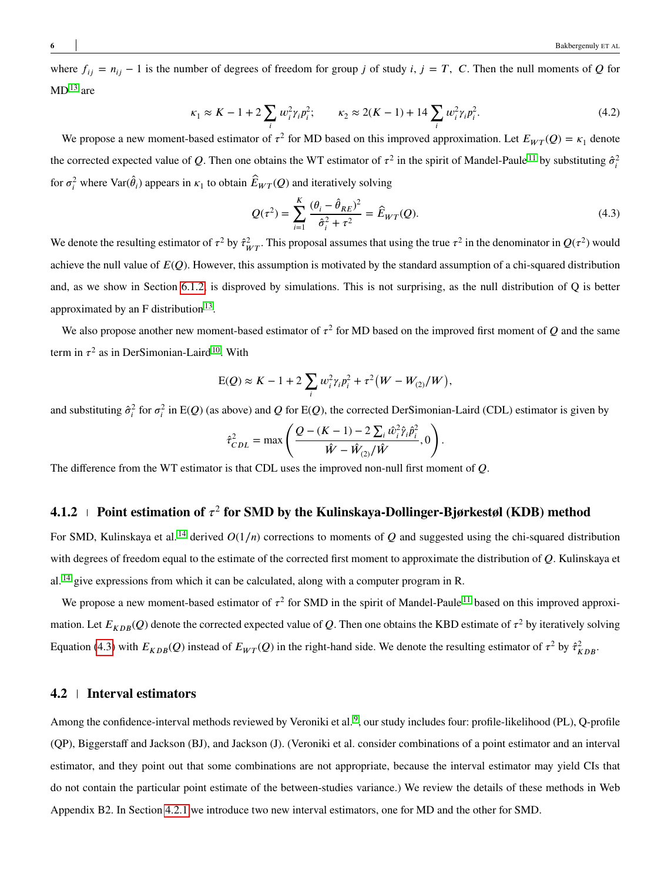where $f_{ij} = n_{ij} - 1$ is the number of degrees of freedom for group $j$ of study $i$, $j = T,\ C$. Then the null moments of $Q$ for MD[13] are

$$\kappa_1 \approx K - 1 + 2\sum_i w_i^2 \gamma_i p_i^2; \qquad \kappa_2 \approx 2(K-1) + 14\sum_i w_i^2 \gamma_i p_i^2. \tag{4.2}$$

We propose a new moment-based estimator of $\tau^2$ for MD based on this improved approximation. Let $E_{WT}(Q) = \kappa_1$ denote the corrected expected value of $Q$. Then one obtains the WT estimator of $\tau^2$ in the spirit of Mandel-Paule[11] by substituting $\hat{\sigma}_i^2$ for $\sigma_i^2$ where $\text{Var}(\hat{\theta}_i)$ appears in $\kappa_1$ to obtain $\widehat{E}_{WT}(Q)$ and iteratively solving

$$Q(\tau^2) = \sum_{i=1}^{K} \frac{(\theta_i - \hat{\theta}_{RE})^2}{\hat{\sigma}_i^2 + \tau^2} = \widehat{E}_{WT}(Q). \tag{4.3}$$

We denote the resulting estimator of $\tau^2$ by $\hat{\tau}_{WT}^2$. This proposal assumes that using the true $\tau^2$ in the denominator in $Q(\tau^2)$ would achieve the null value of $E(Q)$. However, this assumption is motivated by the standard assumption of a chi-squared distribution and, as we show in Section 6.1.2, is disproved by simulations. This is not surprising, as the null distribution of Q is better approximated by an F distribution[13].

We also propose another new moment-based estimator of $\tau^2$ for MD based on the improved first moment of $Q$ and the same term in $\tau^2$ as in DerSimonian-Laird[10]. With

$$\text{E}(Q) \approx K - 1 + 2\sum_i w_i^2 \gamma_i p_i^2 + \tau^2\big(W - W_{(2)}/W\big),$$

and substituting $\hat{\sigma}_i^2$ for $\sigma_i^2$ in $\text{E}(Q)$ (as above) and $Q$ for $\text{E}(Q)$, the corrected DerSimonian-Laird (CDL) estimator is given by

$$\hat{\tau}_{CDL}^2 = \max\left(\frac{Q - (K-1) - 2\sum_i \hat{w}_i^2 \hat{\gamma}_i \hat{p}_i^2}{\hat{W} - \hat{W}_{(2)}/\hat{W}}, 0\right).$$

The difference from the WT estimator is that CDL uses the improved non-null first moment of $Q$.

### 4.1.2 | Point estimation of $\tau^2$ for SMD by the Kulinskaya-Dollinger-Bjørkestøl (KDB) method

For SMD, Kulinskaya et al.[14] derived $O(1/n)$ corrections to moments of $Q$ and suggested using the chi-squared distribution with degrees of freedom equal to the estimate of the corrected first moment to approximate the distribution of $Q$. Kulinskaya et al.[14] give expressions from which it can be calculated, along with a computer program in R.

We propose a new moment-based estimator of $\tau^2$ for SMD in the spirit of Mandel-Paule[11] based on this improved approximation. Let $E_{KDB}(Q)$ denote the corrected expected value of $Q$. Then one obtains the KBD estimate of $\tau^2$ by iteratively solving Equation (4.3) with $E_{KDB}(Q)$ instead of $E_{WT}(Q)$ in the right-hand side. We denote the resulting estimator of $\tau^2$ by $\hat{\tau}_{KDB}^2$.

## 4.2 | Interval estimators

Among the confidence-interval methods reviewed by Veroniki et al.[9], our study includes four: profile-likelihood (PL), Q-profile (QP), Biggerstaff and Jackson (BJ), and Jackson (J). (Veroniki et al. consider combinations of a point estimator and an interval estimator, and they point out that some combinations are not appropriate, because the interval estimator may yield CIs that do not contain the particular point estimate of the between-studies variance.) We review the details of these methods in Web Appendix B2. In Section 4.2.1 we introduce two new interval estimators, one for MD and the other for SMD.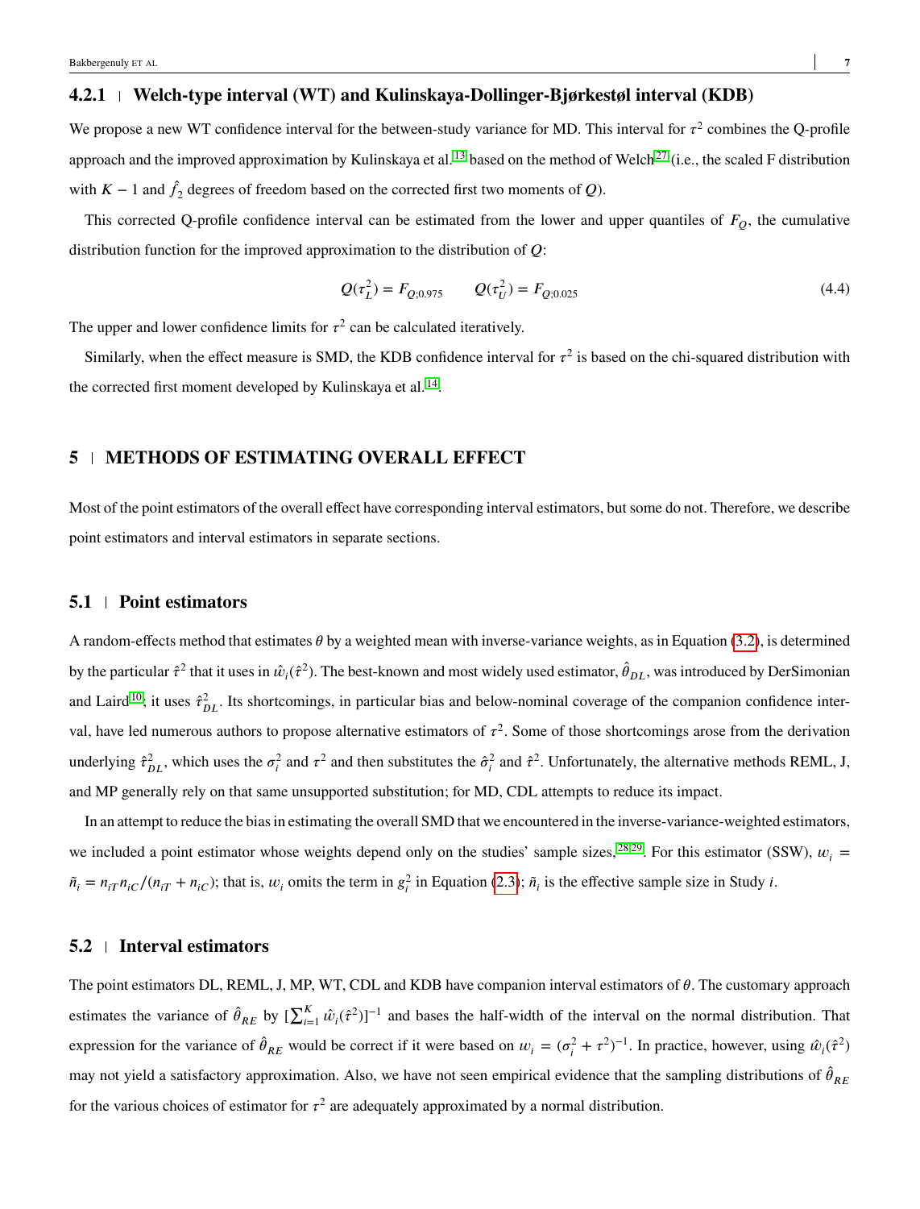### 4.2.1 | Welch-type interval (WT) and Kulinskaya-Dollinger-Bjørkestøl interval (KDB)

We propose a new WT confidence interval for the between-study variance for MD. This interval for $\tau^2$ combines the Q-profile approach and the improved approximation by Kulinskaya et al.[13] based on the method of Welch[27] (i.e., the scaled F distribution with $K-1$ and $\hat{f}_2$ degrees of freedom based on the corrected first two moments of $Q$).

This corrected Q-profile confidence interval can be estimated from the lower and upper quantiles of $F_Q$, the cumulative distribution function for the improved approximation to the distribution of $Q$:

$$Q(\tau_L^2) = F_{Q;0.975} \qquad Q(\tau_U^2) = F_{Q;0.025} \tag{4.4}$$

The upper and lower confidence limits for $\tau^2$ can be calculated iteratively.

Similarly, when the effect measure is SMD, the KDB confidence interval for $\tau^2$ is based on the chi-squared distribution with the corrected first moment developed by Kulinskaya et al.[14].

## 5 | METHODS OF ESTIMATING OVERALL EFFECT

Most of the point estimators of the overall effect have corresponding interval estimators, but some do not. Therefore, we describe point estimators and interval estimators in separate sections.

### 5.1 | Point estimators

A random-effects method that estimates $\theta$ by a weighted mean with inverse-variance weights, as in Equation (3.2), is determined by the particular $\hat{\tau}^2$ that it uses in $\hat{w}_i(\hat{\tau}^2)$. The best-known and most widely used estimator, $\hat{\theta}_{DL}$, was introduced by DerSimonian and Laird[10]; it uses $\hat{\tau}^2_{DL}$. Its shortcomings, in particular bias and below-nominal coverage of the companion confidence interval, have led numerous authors to propose alternative estimators of $\tau^2$. Some of those shortcomings arose from the derivation underlying $\hat{\tau}^2_{DL}$, which uses the $\sigma_i^2$ and $\tau^2$ and then substitutes the $\hat{\sigma}_i^2$ and $\hat{\tau}^2$. Unfortunately, the alternative methods REML, J, and MP generally rely on that same unsupported substitution; for MD, CDL attempts to reduce its impact.

In an attempt to reduce the bias in estimating the overall SMD that we encountered in the inverse-variance-weighted estimators, we included a point estimator whose weights depend only on the studies' sample sizes,[28,29]. For this estimator (SSW), $w_i = \tilde{n}_i = n_{iT}n_{iC}/(n_{iT}+n_{iC})$; that is, $w_i$ omits the term in $g_i^2$ in Equation (2.3); $\tilde{n}_i$ is the effective sample size in Study $i$.

### 5.2 | Interval estimators

The point estimators DL, REML, J, MP, WT, CDL and KDB have companion interval estimators of $\theta$. The customary approach estimates the variance of $\hat{\theta}_{RE}$ by $[\sum_{i=1}^{K} \hat{w}_i(\hat{\tau}^2)]^{-1}$ and bases the half-width of the interval on the normal distribution. That expression for the variance of $\hat{\theta}_{RE}$ would be correct if it were based on $w_i = (\sigma_i^2 + \tau^2)^{-1}$. In practice, however, using $\hat{w}_i(\hat{\tau}^2)$ may not yield a satisfactory approximation. Also, we have not seen empirical evidence that the sampling distributions of $\hat{\theta}_{RE}$ for the various choices of estimator for $\tau^2$ are adequately approximated by a normal distribution.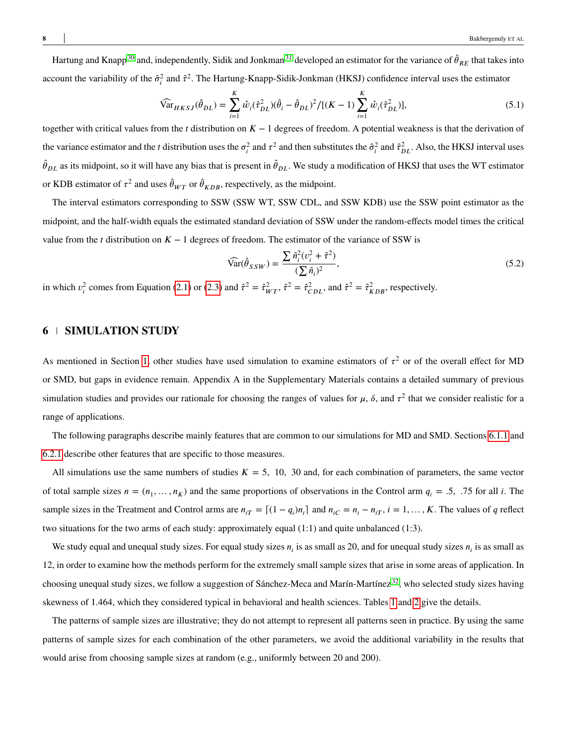Hartung and Knapp[30] and, independently, Sidik and Jonkman[31] developed an estimator for the variance of $\hat{\theta}_{RE}$ that takes into account the variability of the $\hat{\sigma}_i^2$ and $\hat{\tau}^2$. The Hartung-Knapp-Sidik-Jonkman (HKSJ) confidence interval uses the estimator

$$\widehat{\mathrm{Var}}_{HKSJ}(\hat{\theta}_{DL}) = \sum_{i=1}^{K} \hat{w}_i(\hat{\tau}_{DL}^2)(\hat{\theta}_i - \hat{\theta}_{DL})^2 / [(K-1)\sum_{i=1}^{K} \hat{w}_i(\hat{\tau}_{DL}^2)], \tag{5.1}$$

together with critical values from the $t$ distribution on $K-1$ degrees of freedom. A potential weakness is that the derivation of the variance estimator and the $t$ distribution uses the $\sigma_i^2$ and $\tau^2$ and then substitutes the $\hat{\sigma}_i^2$ and $\hat{\tau}_{DL}^2$. Also, the HKSJ interval uses $\hat{\theta}_{DL}$ as its midpoint, so it will have any bias that is present in $\hat{\theta}_{DL}$. We study a modification of HKSJ that uses the WT estimator or KDB estimator of $\tau^2$ and uses $\hat{\theta}_{WT}$ or $\hat{\theta}_{KDB}$, respectively, as the midpoint.

The interval estimators corresponding to SSW (SSW WT, SSW CDL, and SSW KDB) use the SSW point estimator as the midpoint, and the half-width equals the estimated standard deviation of SSW under the random-effects model times the critical value from the $t$ distribution on $K-1$ degrees of freedom. The estimator of the variance of SSW is

$$\widehat{\mathrm{Var}}(\hat{\theta}_{SSW}) = \frac{\sum \tilde{n}_i^2(v_i^2 + \hat{\tau}^2)}{(\sum \tilde{n}_i)^2}, \tag{5.2}$$

in which $v_i^2$ comes from Equation (2.1) or (2.3) and $\hat{\tau}^2 = \hat{\tau}_{WT}^2$, $\hat{\tau}^2 = \hat{\tau}_{CDL}^2$, and $\hat{\tau}^2 = \hat{\tau}_{KDB}^2$, respectively.

## 6 | SIMULATION STUDY

As mentioned in Section 1, other studies have used simulation to examine estimators of $\tau^2$ or of the overall effect for MD or SMD, but gaps in evidence remain. Appendix A in the Supplementary Materials contains a detailed summary of previous simulation studies and provides our rationale for choosing the ranges of values for $\mu$, $\delta$, and $\tau^2$ that we consider realistic for a range of applications.

The following paragraphs describe mainly features that are common to our simulations for MD and SMD. Sections 6.1.1 and 6.2.1 describe other features that are specific to those measures.

All simulations use the same numbers of studies $K = 5,\ 10,\ 30$ and, for each combination of parameters, the same vector of total sample sizes $n = (n_1, \ldots, n_K)$ and the same proportions of observations in the Control arm $q_i = .5,\ .75$ for all $i$. The sample sizes in the Treatment and Control arms are $n_{iT} = \lceil (1-q_i)n_i \rceil$ and $n_{iC} = n_i - n_{iT}$, $i = 1, \ldots, K$. The values of $q$ reflect two situations for the two arms of each study: approximately equal (1:1) and quite unbalanced (1:3).

We study equal and unequal study sizes. For equal study sizes $n_i$ is as small as 20, and for unequal study sizes $n_i$ is as small as 12, in order to examine how the methods perform for the extremely small sample sizes that arise in some areas of application. In choosing unequal study sizes, we follow a suggestion of Sánchez-Meca and Marín-Martínez[32], who selected study sizes having skewness of 1.464, which they considered typical in behavioral and health sciences. Tables 1 and 2 give the details.

The patterns of sample sizes are illustrative; they do not attempt to represent all patterns seen in practice. By using the same patterns of sample sizes for each combination of the other parameters, we avoid the additional variability in the results that would arise from choosing sample sizes at random (e.g., uniformly between 20 and 200).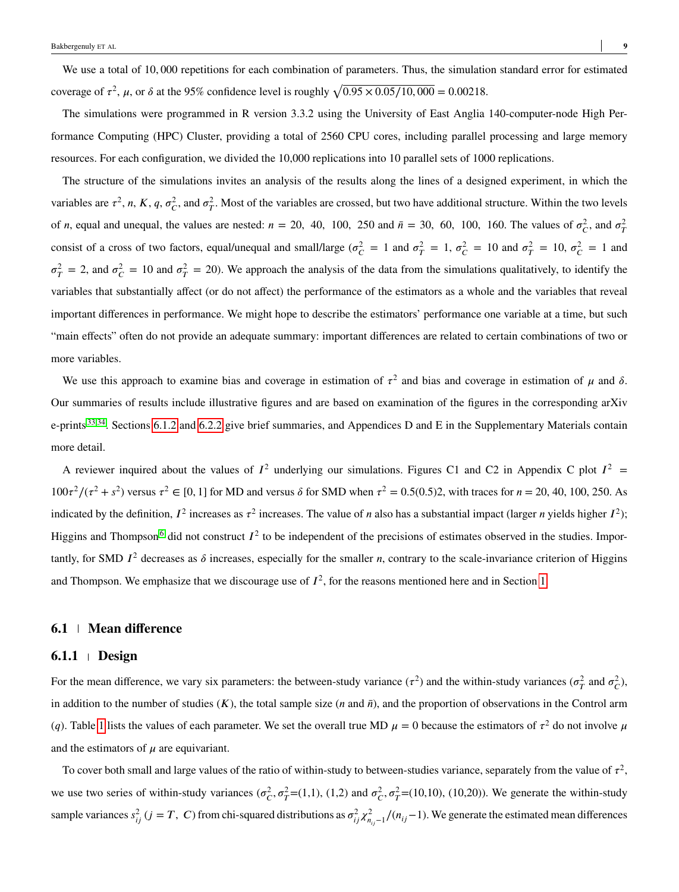We use a total of 10,000 repetitions for each combination of parameters. Thus, the simulation standard error for estimated coverage of $\tau^2$, $\mu$, or $\delta$ at the 95% confidence level is roughly $\sqrt{0.95 \times 0.05/10,000} = 0.00218$.

The simulations were programmed in R version 3.3.2 using the University of East Anglia 140-computer-node High Performance Computing (HPC) Cluster, providing a total of 2560 CPU cores, including parallel processing and large memory resources. For each configuration, we divided the 10,000 replications into 10 parallel sets of 1000 replications.

The structure of the simulations invites an analysis of the results along the lines of a designed experiment, in which the variables are $\tau^2$, $n$, $K$, $q$, $\sigma_C^2$, and $\sigma_T^2$. Most of the variables are crossed, but two have additional structure. Within the two levels of $n$, equal and unequal, the values are nested: $n = 20,\ 40,\ 100,\ 250$ and $\bar{n} = 30,\ 60,\ 100,\ 160$. The values of $\sigma_C^2$, and $\sigma_T^2$ consist of a cross of two factors, equal/unequal and small/large ($\sigma_C^2 = 1$ and $\sigma_T^2 = 1$, $\sigma_C^2 = 10$ and $\sigma_T^2 = 10$, $\sigma_C^2 = 1$ and $\sigma_T^2 = 2$, and $\sigma_C^2 = 10$ and $\sigma_T^2 = 20$). We approach the analysis of the data from the simulations qualitatively, to identify the variables that substantially affect (or do not affect) the performance of the estimators as a whole and the variables that reveal important differences in performance. We might hope to describe the estimators' performance one variable at a time, but such "main effects" often do not provide an adequate summary: important differences are related to certain combinations of two or more variables.

We use this approach to examine bias and coverage in estimation of $\tau^2$ and bias and coverage in estimation of $\mu$ and $\delta$. Our summaries of results include illustrative figures and are based on examination of the figures in the corresponding arXiv e-prints[33,34]. Sections 6.1.2 and 6.2.2 give brief summaries, and Appendices D and E in the Supplementary Materials contain more detail.

A reviewer inquired about the values of $I^2$ underlying our simulations. Figures C1 and C2 in Appendix C plot $I^2 = 100\tau^2/(\tau^2 + s^2)$ versus $\tau^2 \in [0, 1]$ for MD and versus $\delta$ for SMD when $\tau^2 = 0.5(0.5)2$, with traces for $n = 20, 40, 100, 250$. As indicated by the definition, $I^2$ increases as $\tau^2$ increases. The value of $n$ also has a substantial impact (larger $n$ yields higher $I^2$); Higgins and Thompson[6] did not construct $I^2$ to be independent of the precisions of estimates observed in the studies. Importantly, for SMD $I^2$ decreases as $\delta$ increases, especially for the smaller $n$, contrary to the scale-invariance criterion of Higgins and Thompson. We emphasize that we discourage use of $I^2$, for the reasons mentioned here and in Section 1.

## 6.1 | Mean difference

### 6.1.1 | Design

For the mean difference, we vary six parameters: the between-study variance ($\tau^2$) and the within-study variances ($\sigma_T^2$ and $\sigma_C^2$), in addition to the number of studies ($K$), the total sample size ($n$ and $\bar{n}$), and the proportion of observations in the Control arm ($q$). Table 1 lists the values of each parameter. We set the overall true MD $\mu = 0$ because the estimators of $\tau^2$ do not involve $\mu$ and the estimators of $\mu$ are equivariant.

To cover both small and large values of the ratio of within-study to between-studies variance, separately from the value of $\tau^2$, we use two series of within-study variances ($\sigma_C^2, \sigma_T^2$=(1,1), (1,2) and $\sigma_C^2, \sigma_T^2$=(10,10), (10,20)). We generate the within-study sample variances $s_{ij}^2$ ($j = T,\ C$) from chi-squared distributions as $\sigma_{ij}^2 \chi_{n_{ij}-1}^2/(n_{ij}-1)$. We generate the estimated mean differences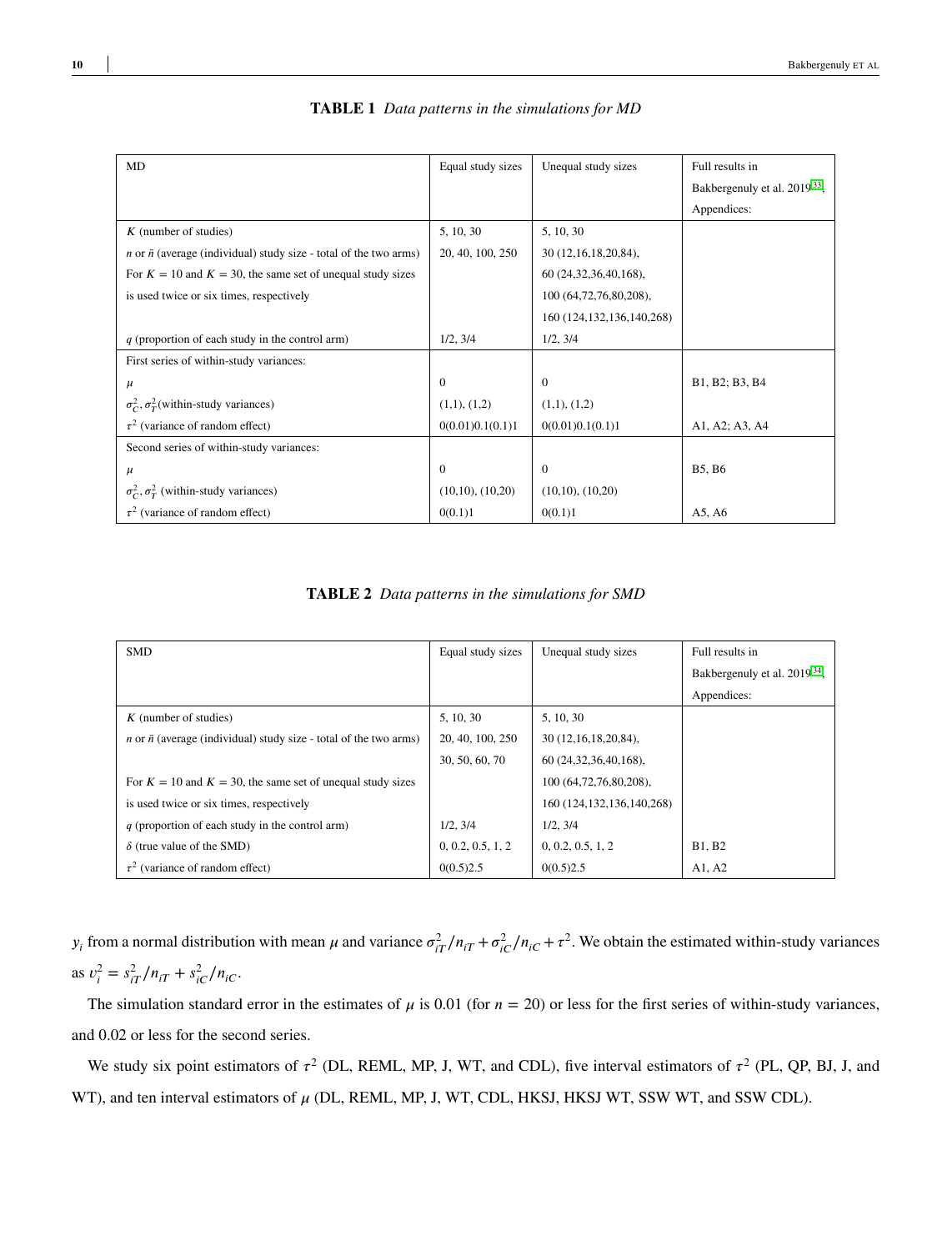**TABLE 1** *Data patterns in the simulations for MD*

| MD | Equal study sizes | Unequal study sizes | Full results in Bakbergenuly et al. 2019[33], Appendices: |
|---|---|---|---|
| $K$ (number of studies) | 5, 10, 30 | 5, 10, 30 | |
| $n$ or $\bar{n}$ (average (individual) study size - total of the two arms) | 20, 40, 100, 250 | 30 (12,16,18,20,84), | |
| For $K = 10$ and $K = 30$, the same set of unequal study sizes | | 60 (24,32,36,40,168), | |
| is used twice or six times, respectively | | 100 (64,72,76,80,208), | |
| | | 160 (124,132,136,140,268) | |
| $q$ (proportion of each study in the control arm) | 1/2, 3/4 | 1/2, 3/4 | |
| First series of within-study variances: | | | |
| $\mu$ | 0 | 0 | B1, B2; B3, B4 |
| $\sigma_C^2, \sigma_T^2$(within-study variances) | (1,1), (1,2) | (1,1), (1,2) | |
| $\tau^2$ (variance of random effect) | 0(0.01)0.1(0.1)1 | 0(0.01)0.1(0.1)1 | A1, A2; A3, A4 |
| Second series of within-study variances: | | | |
| $\mu$ | 0 | 0 | B5, B6 |
| $\sigma_C^2, \sigma_T^2$ (within-study variances) | (10,10), (10,20) | (10,10), (10,20) | |
| $\tau^2$ (variance of random effect) | 0(0.1)1 | 0(0.1)1 | A5, A6 |

**TABLE 2** *Data patterns in the simulations for SMD*

| SMD | Equal study sizes | Unequal study sizes | Full results in Bakbergenuly et al. 2019[34], Appendices: |
|---|---|---|---|
| $K$ (number of studies) | 5, 10, 30 | 5, 10, 30 | |
| $n$ or $\bar{n}$ (average (individual) study size - total of the two arms) | 20, 40, 100, 250 | 30 (12,16,18,20,84), | |
| | 30, 50, 60, 70 | 60 (24,32,36,40,168), | |
| For $K = 10$ and $K = 30$, the same set of unequal study sizes | | 100 (64,72,76,80,208), | |
| is used twice or six times, respectively | | 160 (124,132,136,140,268) | |
| $q$ (proportion of each study in the control arm) | 1/2, 3/4 | 1/2, 3/4 | |
| $\delta$ (true value of the SMD) | 0, 0.2, 0.5, 1, 2 | 0, 0.2, 0.5, 1, 2 | B1, B2 |
| $\tau^2$ (variance of random effect) | 0(0.5)2.5 | 0(0.5)2.5 | A1, A2 |

$y_i$ from a normal distribution with mean $\mu$ and variance $\sigma_{iT}^2/n_{iT} + \sigma_{iC}^2/n_{iC} + \tau^2$. We obtain the estimated within-study variances as $v_i^2 = s_{iT}^2/n_{iT} + s_{iC}^2/n_{iC}$.

The simulation standard error in the estimates of $\mu$ is 0.01 (for $n = 20$) or less for the first series of within-study variances, and 0.02 or less for the second series.

We study six point estimators of $\tau^2$ (DL, REML, MP, J, WT, and CDL), five interval estimators of $\tau^2$ (PL, QP, BJ, J, and WT), and ten interval estimators of $\mu$ (DL, REML, MP, J, WT, CDL, HKSJ, HKSJ WT, SSW WT, and SSW CDL).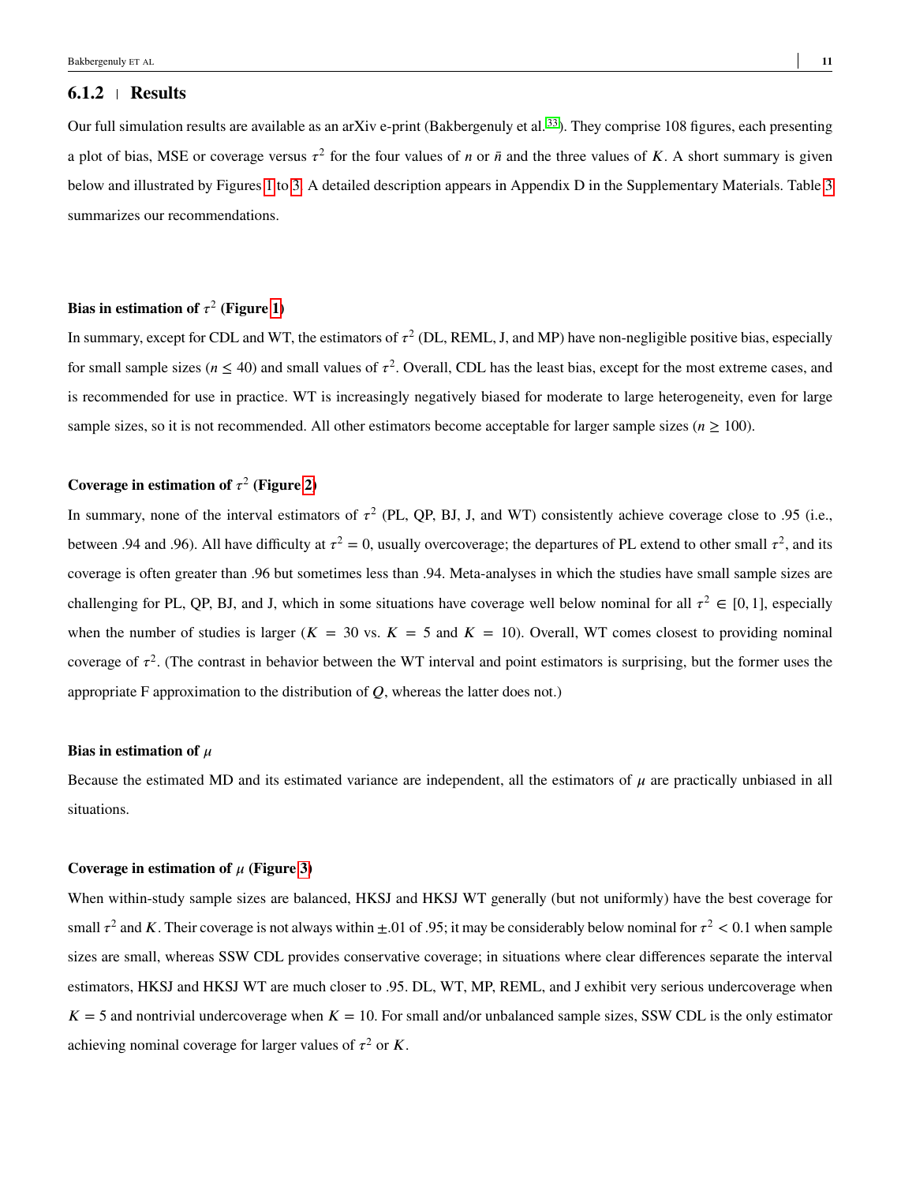### 6.1.2 | Results

Our full simulation results are available as an arXiv e-print (Bakbergenuly et al.[33]). They comprise 108 figures, each presenting a plot of bias, MSE or coverage versus $\tau^2$ for the four values of $n$ or $\bar{n}$ and the three values of $K$. A short summary is given below and illustrated by Figures 1 to 3. A detailed description appears in Appendix D in the Supplementary Materials. Table 3 summarizes our recommendations.

**Bias in estimation of $\tau^2$ (Figure 1)**

In summary, except for CDL and WT, the estimators of $\tau^2$ (DL, REML, J, and MP) have non-negligible positive bias, especially for small sample sizes ($n \leq 40$) and small values of $\tau^2$. Overall, CDL has the least bias, except for the most extreme cases, and is recommended for use in practice. WT is increasingly negatively biased for moderate to large heterogeneity, even for large sample sizes, so it is not recommended. All other estimators become acceptable for larger sample sizes ($n \geq 100$).

**Coverage in estimation of $\tau^2$ (Figure 2)**

In summary, none of the interval estimators of $\tau^2$ (PL, QP, BJ, J, and WT) consistently achieve coverage close to .95 (i.e., between .94 and .96). All have difficulty at $\tau^2 = 0$, usually overcoverage; the departures of PL extend to other small $\tau^2$, and its coverage is often greater than .96 but sometimes less than .94. Meta-analyses in which the studies have small sample sizes are challenging for PL, QP, BJ, and J, which in some situations have coverage well below nominal for all $\tau^2 \in [0, 1]$, especially when the number of studies is larger ($K = 30$ vs. $K = 5$ and $K = 10$). Overall, WT comes closest to providing nominal coverage of $\tau^2$. (The contrast in behavior between the WT interval and point estimators is surprising, but the former uses the appropriate F approximation to the distribution of $Q$, whereas the latter does not.)

**Bias in estimation of $\mu$**

Because the estimated MD and its estimated variance are independent, all the estimators of $\mu$ are practically unbiased in all situations.

**Coverage in estimation of $\mu$ (Figure 3)**

When within-study sample sizes are balanced, HKSJ and HKSJ WT generally (but not uniformly) have the best coverage for small $\tau^2$ and $K$. Their coverage is not always within $\pm.01$ of .95; it may be considerably below nominal for $\tau^2 < 0.1$ when sample sizes are small, whereas SSW CDL provides conservative coverage; in situations where clear differences separate the interval estimators, HKSJ and HKSJ WT are much closer to .95. DL, WT, MP, REML, and J exhibit very serious undercoverage when $K = 5$ and nontrivial undercoverage when $K = 10$. For small and/or unbalanced sample sizes, SSW CDL is the only estimator achieving nominal coverage for larger values of $\tau^2$ or $K$.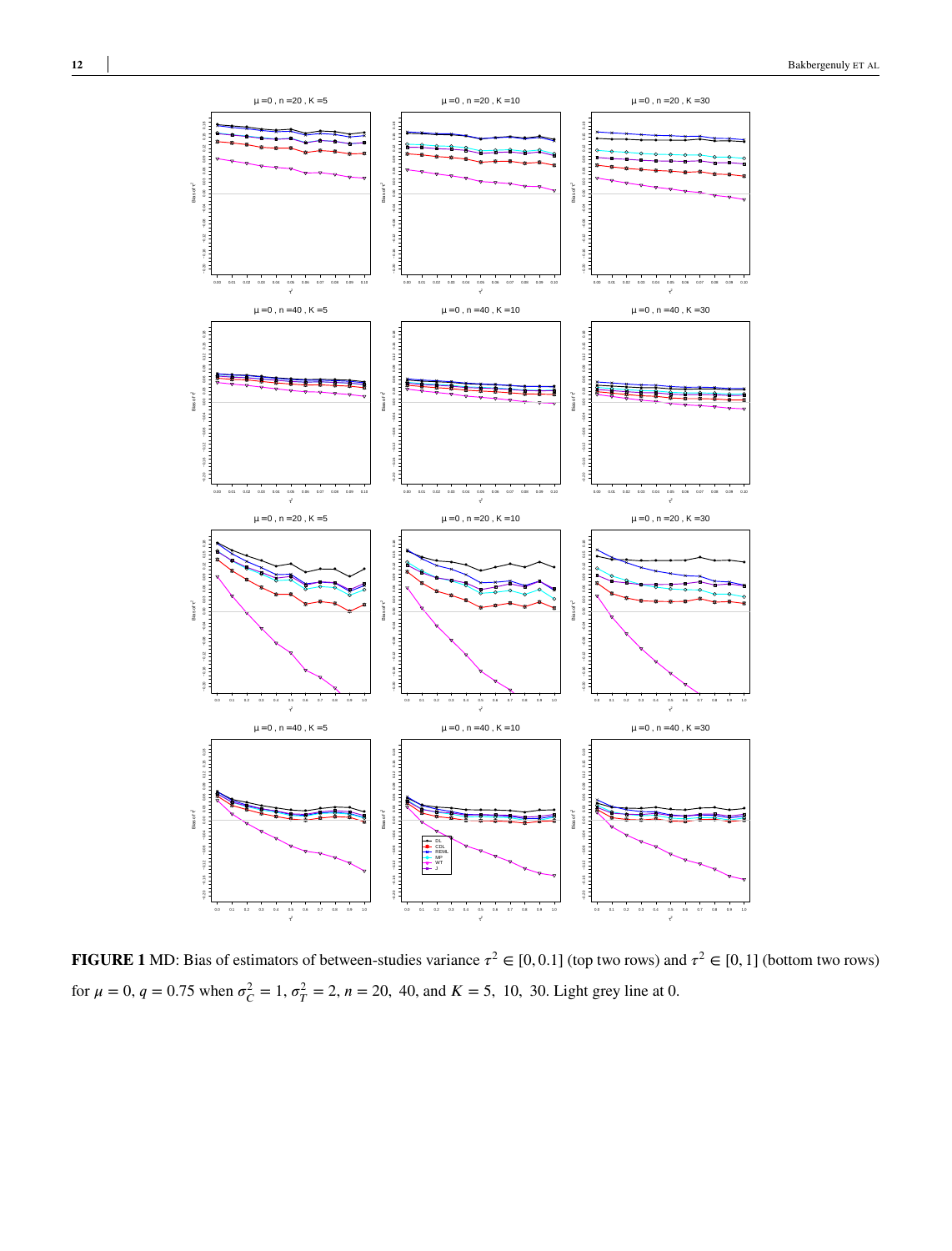**FIGURE 1** MD: Bias of estimators of between-studies variance $\tau^2 \in [0, 0.1]$ (top two rows) and $\tau^2 \in [0, 1]$ (bottom two rows) for $\mu = 0$, $q = 0.75$ when $\sigma_C^2 = 1$, $\sigma_T^2 = 2$, $n = 20$, 40, and $K = 5$, 10, 30. Light grey line at 0.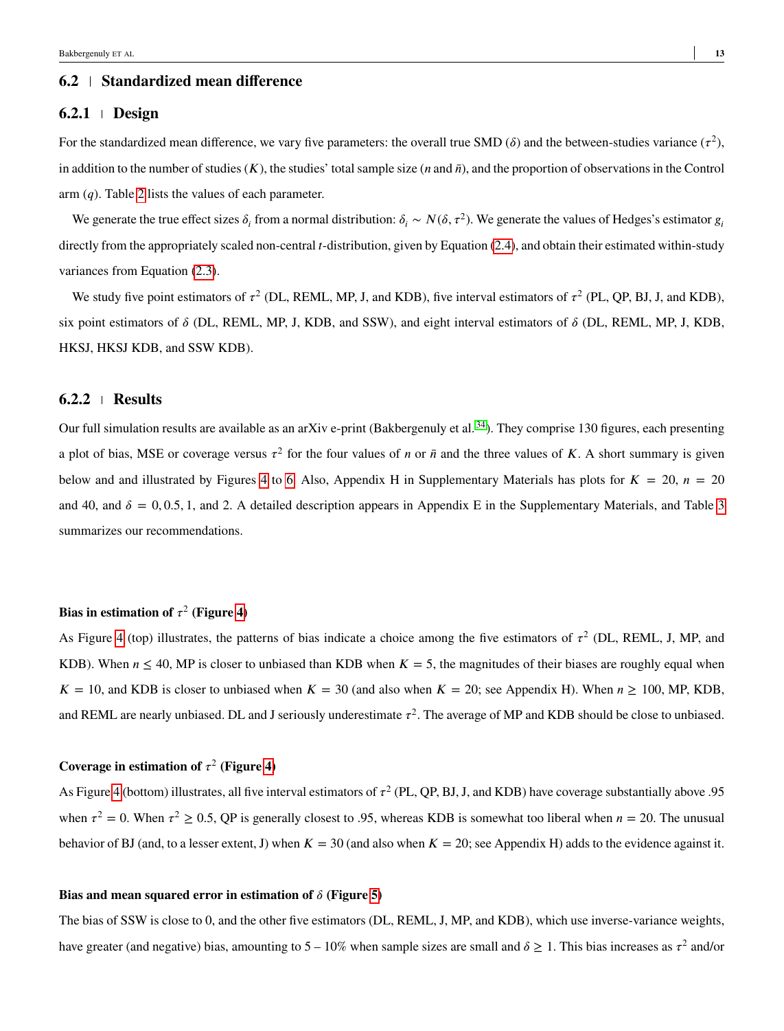## 6.2 Standardized mean difference

### 6.2.1 Design

For the standardized mean difference, we vary five parameters: the overall true SMD ($\delta$) and the between-studies variance ($\tau^2$), in addition to the number of studies ($K$), the studies' total sample size ($n$ and $\bar{n}$), and the proportion of observations in the Control arm ($q$). Table 2 lists the values of each parameter.

We generate the true effect sizes $\delta_i$ from a normal distribution: $\delta_i \sim N(\delta, \tau^2)$. We generate the values of Hedges's estimator $g_i$ directly from the appropriately scaled non-central $t$-distribution, given by Equation (2.4), and obtain their estimated within-study variances from Equation (2.3).

We study five point estimators of $\tau^2$ (DL, REML, MP, J, and KDB), five interval estimators of $\tau^2$ (PL, QP, BJ, J, and KDB), six point estimators of $\delta$ (DL, REML, MP, J, KDB, and SSW), and eight interval estimators of $\delta$ (DL, REML, MP, J, KDB, HKSJ, HKSJ KDB, and SSW KDB).

### 6.2.2 Results

Our full simulation results are available as an arXiv e-print (Bakbergenuly et al.[34]). They comprise 130 figures, each presenting a plot of bias, MSE or coverage versus $\tau^2$ for the four values of $n$ or $\bar{n}$ and the three values of $K$. A short summary is given below and and illustrated by Figures 4 to 6. Also, Appendix H in Supplementary Materials has plots for $K = 20$, $n = 20$ and 40, and $\delta = 0, 0.5, 1$, and 2. A detailed description appears in Appendix E in the Supplementary Materials, and Table 3 summarizes our recommendations.

**Bias in estimation of $\tau^2$ (Figure 4)**

As Figure 4 (top) illustrates, the patterns of bias indicate a choice among the five estimators of $\tau^2$ (DL, REML, J, MP, and KDB). When $n \leq 40$, MP is closer to unbiased than KDB when $K = 5$, the magnitudes of their biases are roughly equal when $K = 10$, and KDB is closer to unbiased when $K = 30$ (and also when $K = 20$; see Appendix H). When $n \geq 100$, MP, KDB, and REML are nearly unbiased. DL and J seriously underestimate $\tau^2$. The average of MP and KDB should be close to unbiased.

**Coverage in estimation of $\tau^2$ (Figure 4)**

As Figure 4 (bottom) illustrates, all five interval estimators of $\tau^2$ (PL, QP, BJ, J, and KDB) have coverage substantially above .95 when $\tau^2 = 0$. When $\tau^2 \geq 0.5$, QP is generally closest to .95, whereas KDB is somewhat too liberal when $n = 20$. The unusual behavior of BJ (and, to a lesser extent, J) when $K = 30$ (and also when $K = 20$; see Appendix H) adds to the evidence against it.

**Bias and mean squared error in estimation of $\delta$ (Figure 5)**

The bias of SSW is close to 0, and the other five estimators (DL, REML, J, MP, and KDB), which use inverse-variance weights, have greater (and negative) bias, amounting to 5 – 10% when sample sizes are small and $\delta \geq 1$. This bias increases as $\tau^2$ and/or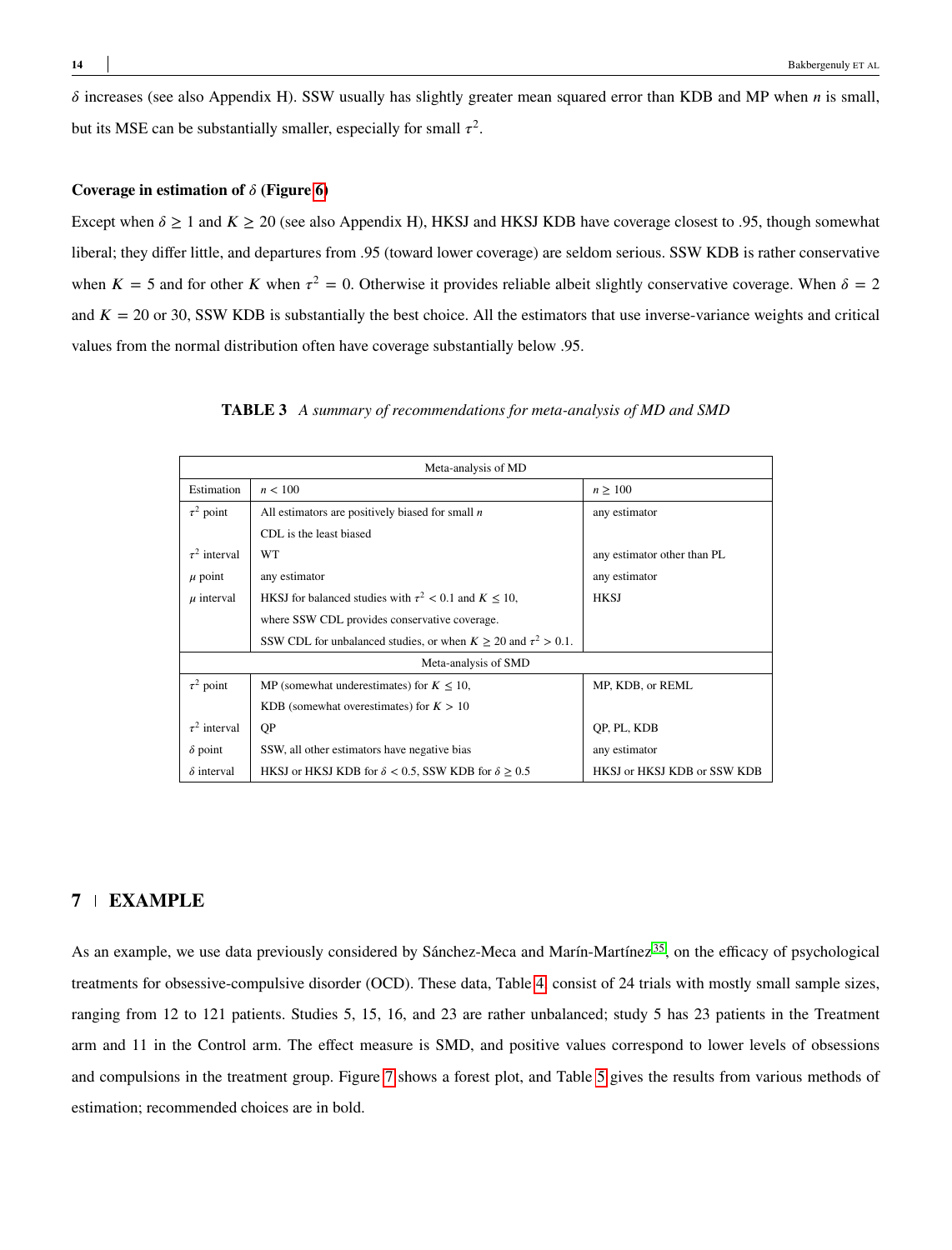$\delta$ increases (see also Appendix H). SSW usually has slightly greater mean squared error than KDB and MP when $n$ is small, but its MSE can be substantially smaller, especially for small $\tau^2$.

**Coverage in estimation of $\delta$ (Figure 6)**

Except when $\delta \geq 1$ and $K \geq 20$ (see also Appendix H), HKSJ and HKSJ KDB have coverage closest to .95, though somewhat liberal; they differ little, and departures from .95 (toward lower coverage) are seldom serious. SSW KDB is rather conservative when $K = 5$ and for other $K$ when $\tau^2 = 0$. Otherwise it provides reliable albeit slightly conservative coverage. When $\delta = 2$ and $K = 20$ or 30, SSW KDB is substantially the best choice. All the estimators that use inverse-variance weights and critical values from the normal distribution often have coverage substantially below .95.

**TABLE 3** *A summary of recommendations for meta-analysis of MD and SMD*

| Meta-analysis of MD | | |
|---|---|---|
| Estimation | $n < 100$ | $n \geq 100$ |
| $\tau^2$ point | All estimators are positively biased for small $n$ CDL is the least biased | any estimator |
| $\tau^2$ interval | WT | any estimator other than PL |
| $\mu$ point | any estimator | any estimator |
| $\mu$ interval | HKSJ for balanced studies with $\tau^2 < 0.1$ and $K \leq 10$, where SSW CDL provides conservative coverage. SSW CDL for unbalanced studies, or when $K \geq 20$ and $\tau^2 > 0.1$. | HKSJ |
| **Meta-analysis of SMD** | | |
| $\tau^2$ point | MP (somewhat underestimates) for $K \leq 10$, KDB (somewhat overestimates) for $K > 10$ | MP, KDB, or REML |
| $\tau^2$ interval | QP | QP, PL, KDB |
| $\delta$ point | SSW, all other estimators have negative bias | any estimator |
| $\delta$ interval | HKSJ or HKSJ KDB for $\delta < 0.5$, SSW KDB for $\delta \geq 0.5$ | HKSJ or HKSJ KDB or SSW KDB |

## 7 | EXAMPLE

As an example, we use data previously considered by Sánchez-Meca and Marín-Martínez[35], on the efficacy of psychological treatments for obsessive-compulsive disorder (OCD). These data, Table 4, consist of 24 trials with mostly small sample sizes, ranging from 12 to 121 patients. Studies 5, 15, 16, and 23 are rather unbalanced; study 5 has 23 patients in the Treatment arm and 11 in the Control arm. The effect measure is SMD, and positive values correspond to lower levels of obsessions and compulsions in the treatment group. Figure 7 shows a forest plot, and Table 5 gives the results from various methods of estimation; recommended choices are in bold.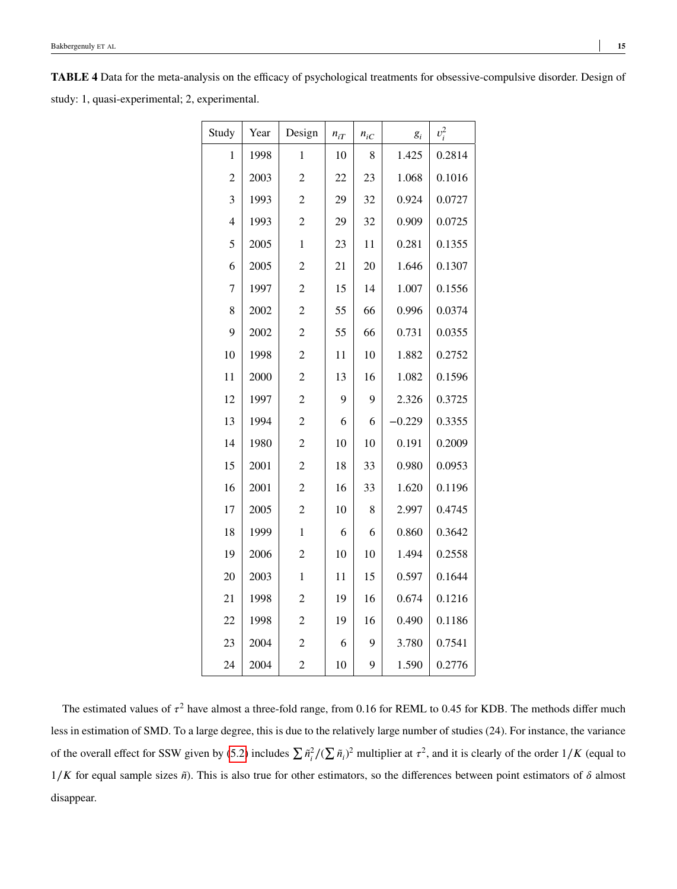**TABLE 4** Data for the meta-analysis on the efficacy of psychological treatments for obsessive-compulsive disorder. Design of study: 1, quasi-experimental; 2, experimental.

| Study | Year | Design | $n_{iT}$ | $n_{iC}$ | $g_i$ | $v_i^2$ |
|---|---|---|---|---|---|---|
| 1 | 1998 | 1 | 10 | 8 | 1.425 | 0.2814 |
| 2 | 2003 | 2 | 22 | 23 | 1.068 | 0.1016 |
| 3 | 1993 | 2 | 29 | 32 | 0.924 | 0.0727 |
| 4 | 1993 | 2 | 29 | 32 | 0.909 | 0.0725 |
| 5 | 2005 | 1 | 23 | 11 | 0.281 | 0.1355 |
| 6 | 2005 | 2 | 21 | 20 | 1.646 | 0.1307 |
| 7 | 1997 | 2 | 15 | 14 | 1.007 | 0.1556 |
| 8 | 2002 | 2 | 55 | 66 | 0.996 | 0.0374 |
| 9 | 2002 | 2 | 55 | 66 | 0.731 | 0.0355 |
| 10 | 1998 | 2 | 11 | 10 | 1.882 | 0.2752 |
| 11 | 2000 | 2 | 13 | 16 | 1.082 | 0.1596 |
| 12 | 1997 | 2 | 9 | 9 | 2.326 | 0.3725 |
| 13 | 1994 | 2 | 6 | 6 | −0.229 | 0.3355 |
| 14 | 1980 | 2 | 10 | 10 | 0.191 | 0.2009 |
| 15 | 2001 | 2 | 18 | 33 | 0.980 | 0.0953 |
| 16 | 2001 | 2 | 16 | 33 | 1.620 | 0.1196 |
| 17 | 2005 | 2 | 10 | 8 | 2.997 | 0.4745 |
| 18 | 1999 | 1 | 6 | 6 | 0.860 | 0.3642 |
| 19 | 2006 | 2 | 10 | 10 | 1.494 | 0.2558 |
| 20 | 2003 | 1 | 11 | 15 | 0.597 | 0.1644 |
| 21 | 1998 | 2 | 19 | 16 | 0.674 | 0.1216 |
| 22 | 1998 | 2 | 19 | 16 | 0.490 | 0.1186 |
| 23 | 2004 | 2 | 6 | 9 | 3.780 | 0.7541 |
| 24 | 2004 | 2 | 10 | 9 | 1.590 | 0.2776 |

The estimated values of $\tau^2$ have almost a three-fold range, from 0.16 for REML to 0.45 for KDB. The methods differ much less in estimation of SMD. To a large degree, this is due to the relatively large number of studies (24). For instance, the variance of the overall effect for SSW given by (5.2) includes $\sum \tilde{n}_i^2/(\sum \tilde{n}_i)^2$ multiplier at $\tau^2$, and it is clearly of the order $1/K$ (equal to $1/K$ for equal sample sizes $\tilde{n}$). This is also true for other estimators, so the differences between point estimators of $\delta$ almost disappear.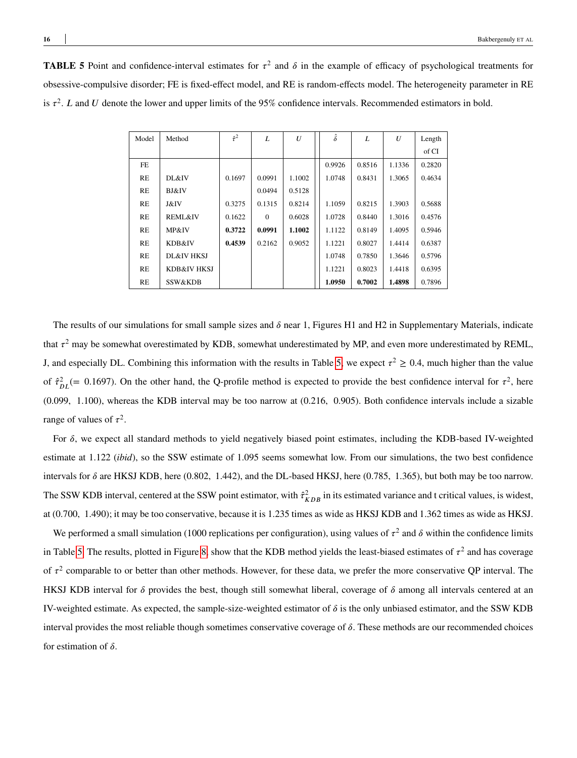**TABLE 5** Point and confidence-interval estimates for $\tau^2$ and $\delta$ in the example of efficacy of psychological treatments for obsessive-compulsive disorder; FE is fixed-effect model, and RE is random-effects model. The heterogeneity parameter in RE is $\tau^2$. $L$ and $U$ denote the lower and upper limits of the 95% confidence intervals. Recommended estimators in bold.

| Model | Method | $\hat{\tau}^2$ | $L$ | $U$ | $\hat{\delta}$ | $L$ | $U$ | Length of CI |
|---|---|---|---|---|---|---|---|---|
| FE | | | | | 0.9926 | 0.8516 | 1.1336 | 0.2820 |
| RE | DL&IV | 0.1697 | 0.0991 | 1.1002 | 1.0748 | 0.8431 | 1.3065 | 0.4634 |
| RE | BJ&IV | | 0.0494 | 0.5128 | | | | |
| RE | J&IV | 0.3275 | 0.1315 | 0.8214 | 1.1059 | 0.8215 | 1.3903 | 0.5688 |
| RE | REML&IV | 0.1622 | 0 | 0.6028 | 1.0728 | 0.8440 | 1.3016 | 0.4576 |
| RE | MP&IV | **0.3722** | **0.0991** | **1.1002** | 1.1122 | 0.8149 | 1.4095 | 0.5946 |
| RE | KDB&IV | **0.4539** | 0.2162 | 0.9052 | 1.1221 | 0.8027 | 1.4414 | 0.6387 |
| RE | DL&IV HKSJ | | | | 1.0748 | 0.7850 | 1.3646 | 0.5796 |
| RE | KDB&IV HKSJ | | | | 1.1221 | 0.8023 | 1.4418 | 0.6395 |
| RE | SSW&KDB | | | | **1.0950** | **0.7002** | **1.4898** | 0.7896 |

The results of our simulations for small sample sizes and $\delta$ near 1, Figures H1 and H2 in Supplementary Materials, indicate that $\tau^2$ may be somewhat overestimated by KDB, somewhat underestimated by MP, and even more underestimated by REML, J, and especially DL. Combining this information with the results in Table 5, we expect $\tau^2 \geq 0.4$, much higher than the value of $\hat{\tau}^2_{DL} (= 0.1697)$. On the other hand, the Q-profile method is expected to provide the best confidence interval for $\tau^2$, here $(0.099,\ 1.100)$, whereas the KDB interval may be too narrow at $(0.216,\ 0.905)$. Both confidence intervals include a sizable range of values of $\tau^2$.

For $\delta$, we expect all standard methods to yield negatively biased point estimates, including the KDB-based IV-weighted estimate at 1.122 (*ibid*), so the SSW estimate of 1.095 seems somewhat low. From our simulations, the two best confidence intervals for $\delta$ are HKSJ KDB, here $(0.802,\ 1.442)$, and the DL-based HKSJ, here $(0.785,\ 1.365)$, but both may be too narrow. The SSW KDB interval, centered at the SSW point estimator, with $\hat{\tau}^2_{KDB}$ in its estimated variance and t critical values, is widest, at $(0.700,\ 1.490)$; it may be too conservative, because it is 1.235 times as wide as HKSJ KDB and 1.362 times as wide as HKSJ.

We performed a small simulation (1000 replications per configuration), using values of $\tau^2$ and $\delta$ within the confidence limits in Table 5. The results, plotted in Figure 8, show that the KDB method yields the least-biased estimates of $\tau^2$ and has coverage of $\tau^2$ comparable to or better than other methods. However, for these data, we prefer the more conservative QP interval. The HKSJ KDB interval for $\delta$ provides the best, though still somewhat liberal, coverage of $\delta$ among all intervals centered at an IV-weighted estimate. As expected, the sample-size-weighted estimator of $\delta$ is the only unbiased estimator, and the SSW KDB interval provides the most reliable though sometimes conservative coverage of $\delta$. These methods are our recommended choices for estimation of $\delta$.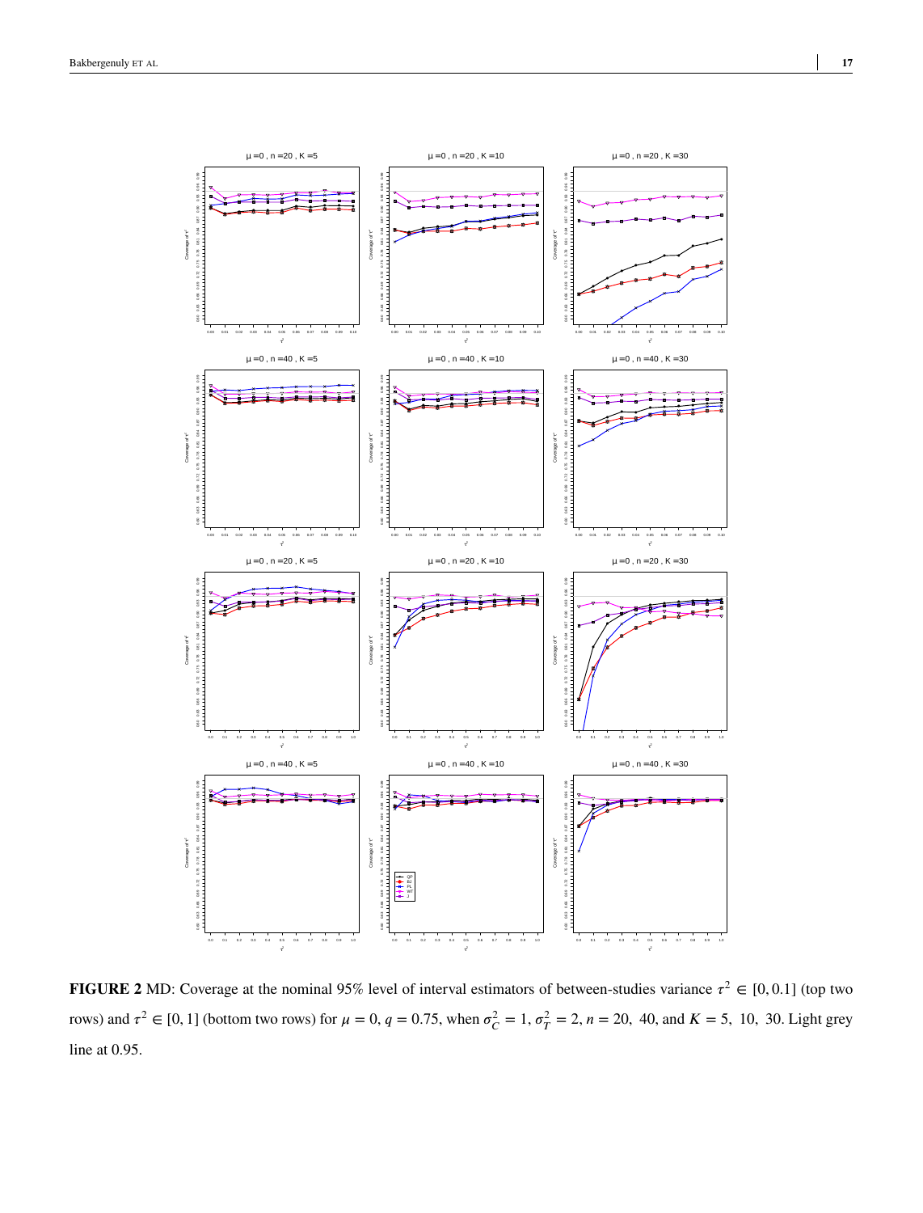**FIGURE 2** MD: Coverage at the nominal 95% level of interval estimators of between-studies variance $\tau^2 \in [0, 0.1]$ (top two rows) and $\tau^2 \in [0, 1]$ (bottom two rows) for $\mu = 0$, $q = 0.75$, when $\sigma_C^2 = 1$, $\sigma_T^2 = 2$, $n = 20,\ 40$, and $K = 5,\ 10,\ 30$. Light grey line at 0.95.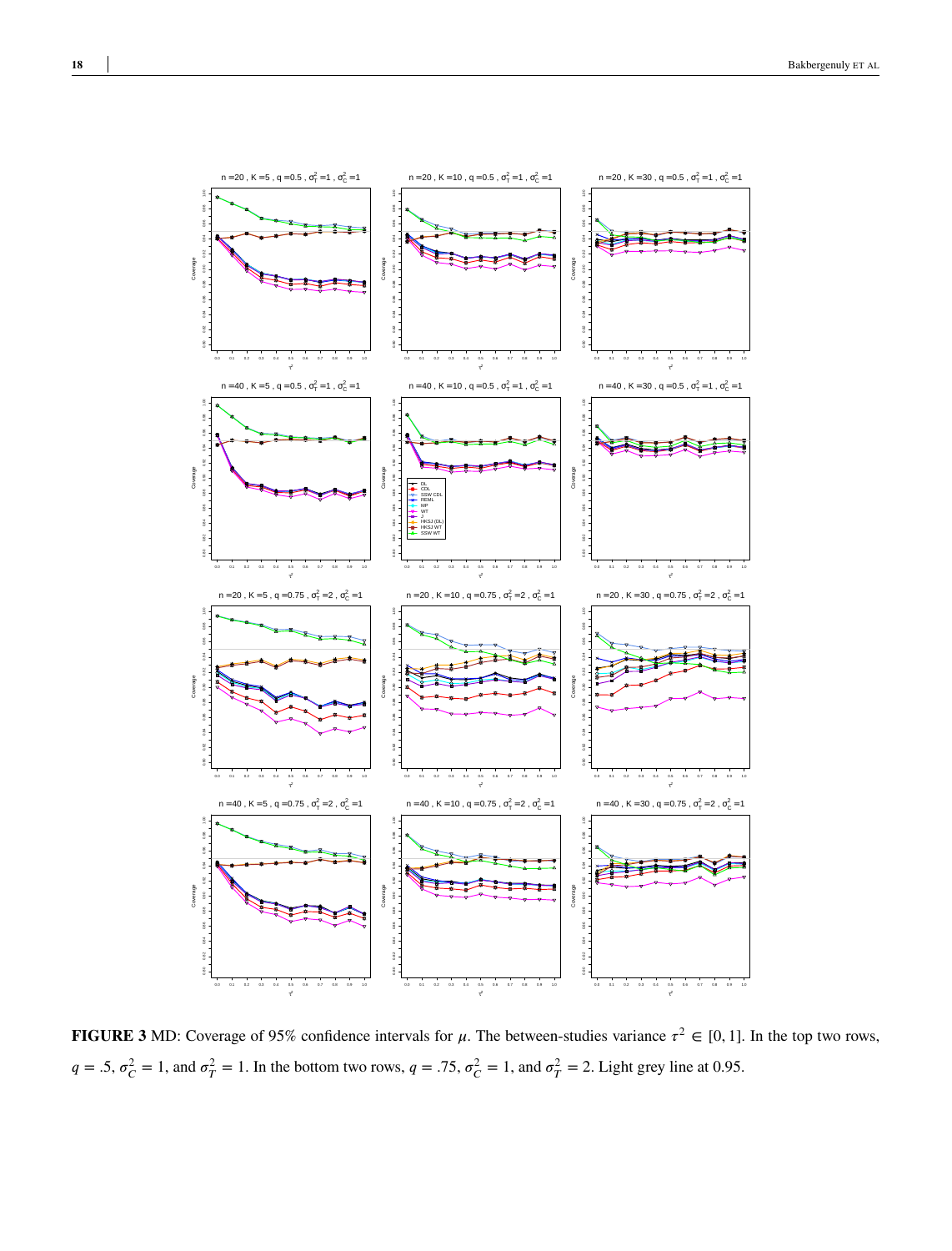**FIGURE 3** MD: Coverage of 95% confidence intervals for $\mu$. The between-studies variance $\tau^2 \in [0, 1]$. In the top two rows, $q = .5$, $\sigma_C^2 = 1$, and $\sigma_T^2 = 1$. In the bottom two rows, $q = .75$, $\sigma_C^2 = 1$, and $\sigma_T^2 = 2$. Light grey line at 0.95.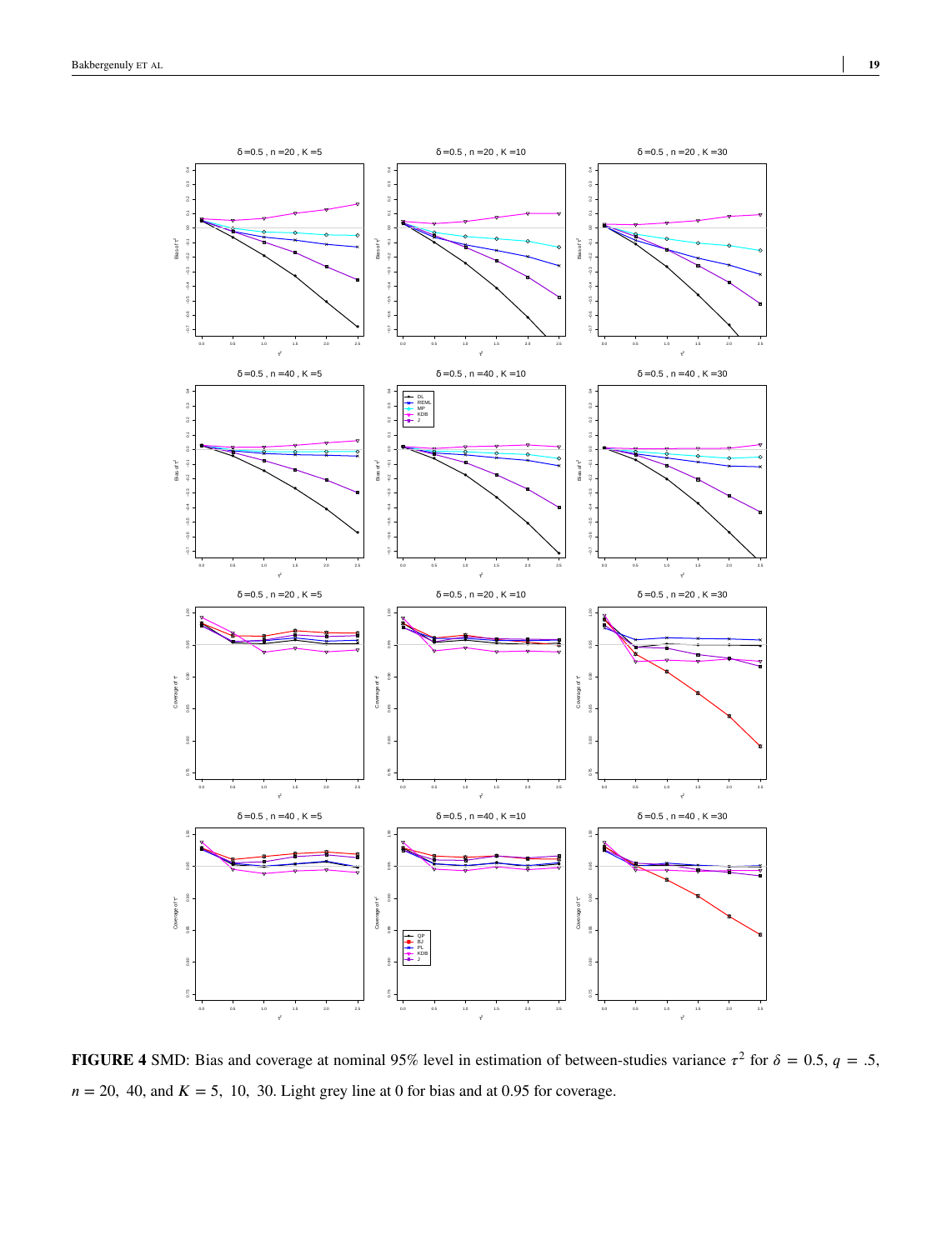**FIGURE 4** SMD: Bias and coverage at nominal 95% level in estimation of between-studies variance $\tau^2$ for $\delta = 0.5$, $q = .5$, $n = 20,\ 40$, and $K = 5,\ 10,\ 30$. Light grey line at 0 for bias and at 0.95 for coverage.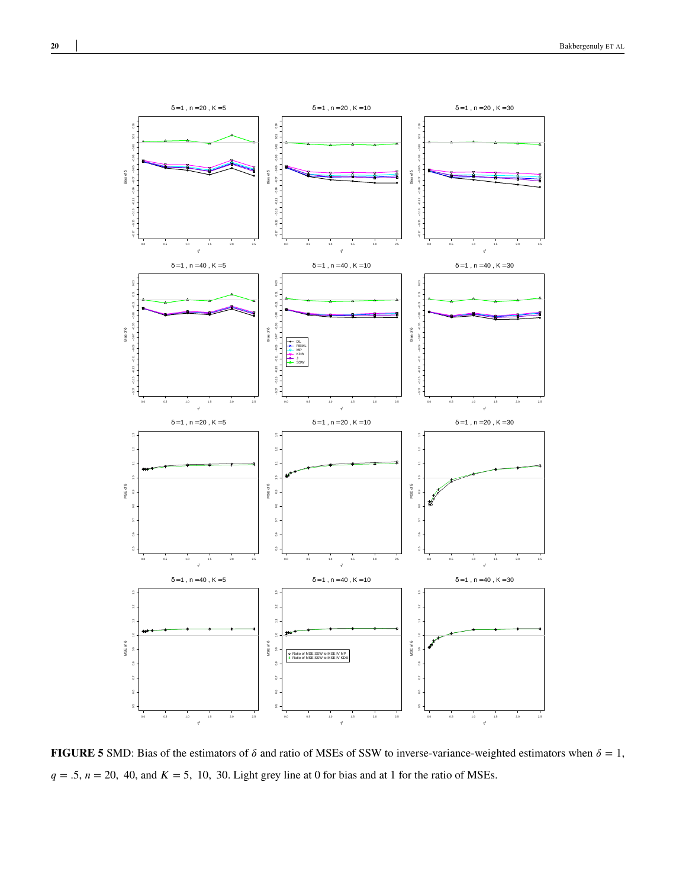**FIGURE 5** SMD: Bias of the estimators of $\delta$ and ratio of MSEs of SSW to inverse-variance-weighted estimators when $\delta = 1$, $q = .5$, $n = 20,\ 40$, and $K = 5,\ 10,\ 30$. Light grey line at 0 for bias and at 1 for the ratio of MSEs.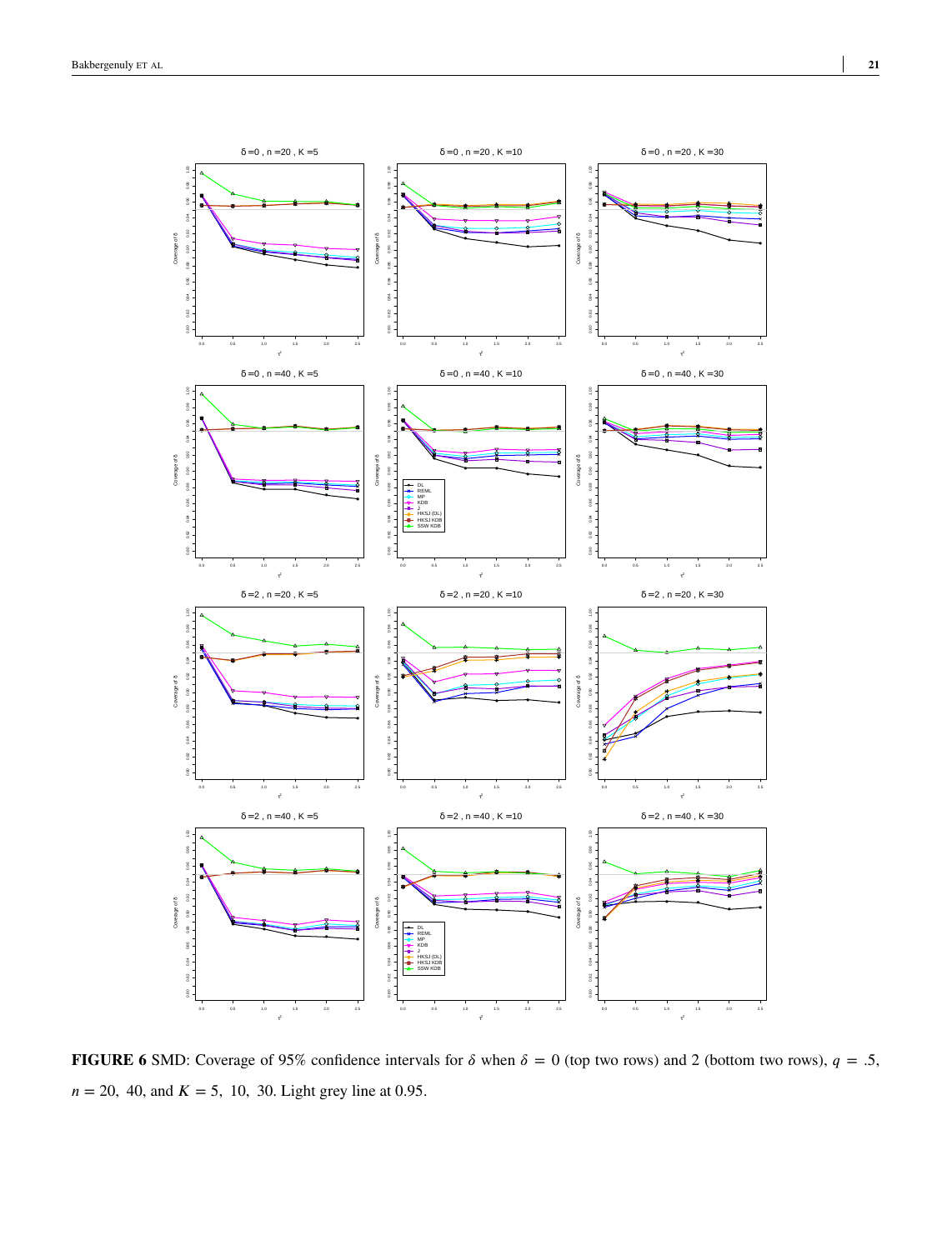**FIGURE 6** SMD: Coverage of 95% confidence intervals for $\delta$ when $\delta = 0$ (top two rows) and 2 (bottom two rows), $q = .5$, $n = 20,\ 40$, and $K = 5,\ 10,\ 30$. Light grey line at 0.95.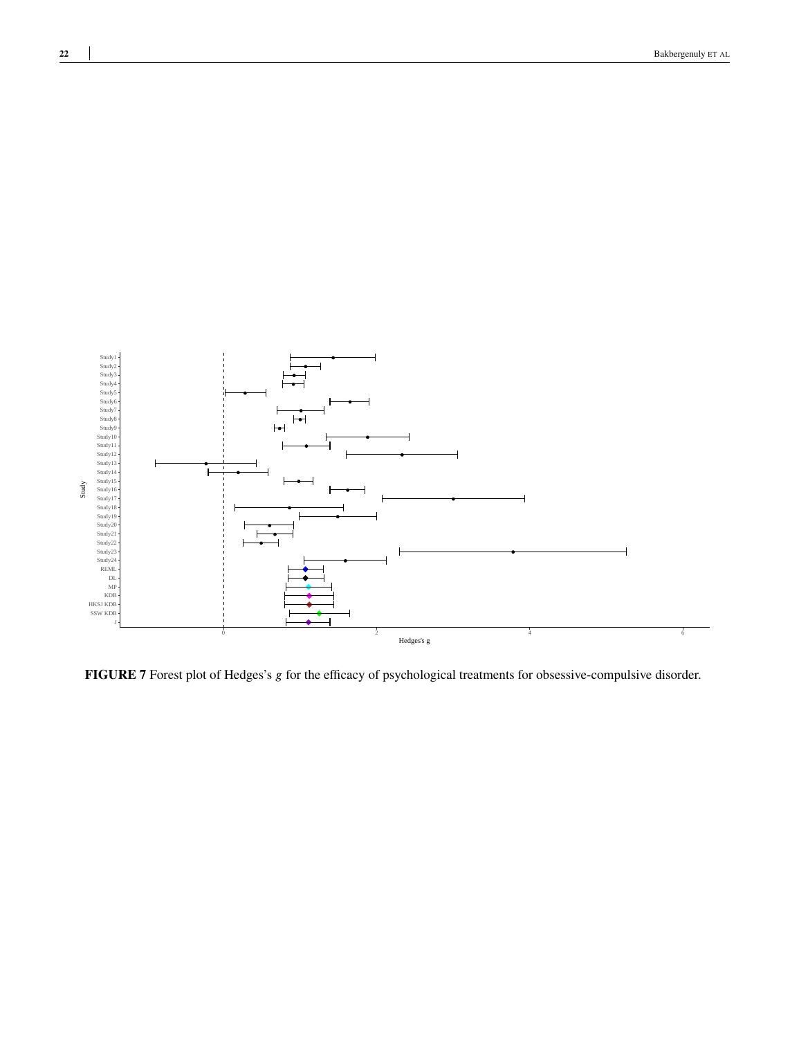**FIGURE 7** Forest plot of Hedges's $g$ for the efficacy of psychological treatments for obsessive-compulsive disorder.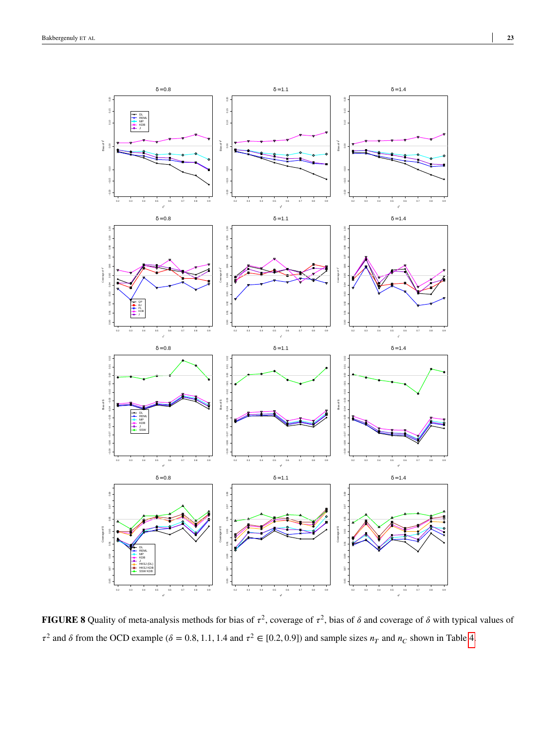**FIGURE 8** Quality of meta-analysis methods for bias of $\tau^2$, coverage of $\tau^2$, bias of $\delta$ and coverage of $\delta$ with typical values of $\tau^2$ and $\delta$ from the OCD example ($\delta = 0.8, 1.1, 1.4$ and $\tau^2 \in [0.2, 0.9]$) and sample sizes $n_T$ and $n_C$ shown in Table 4.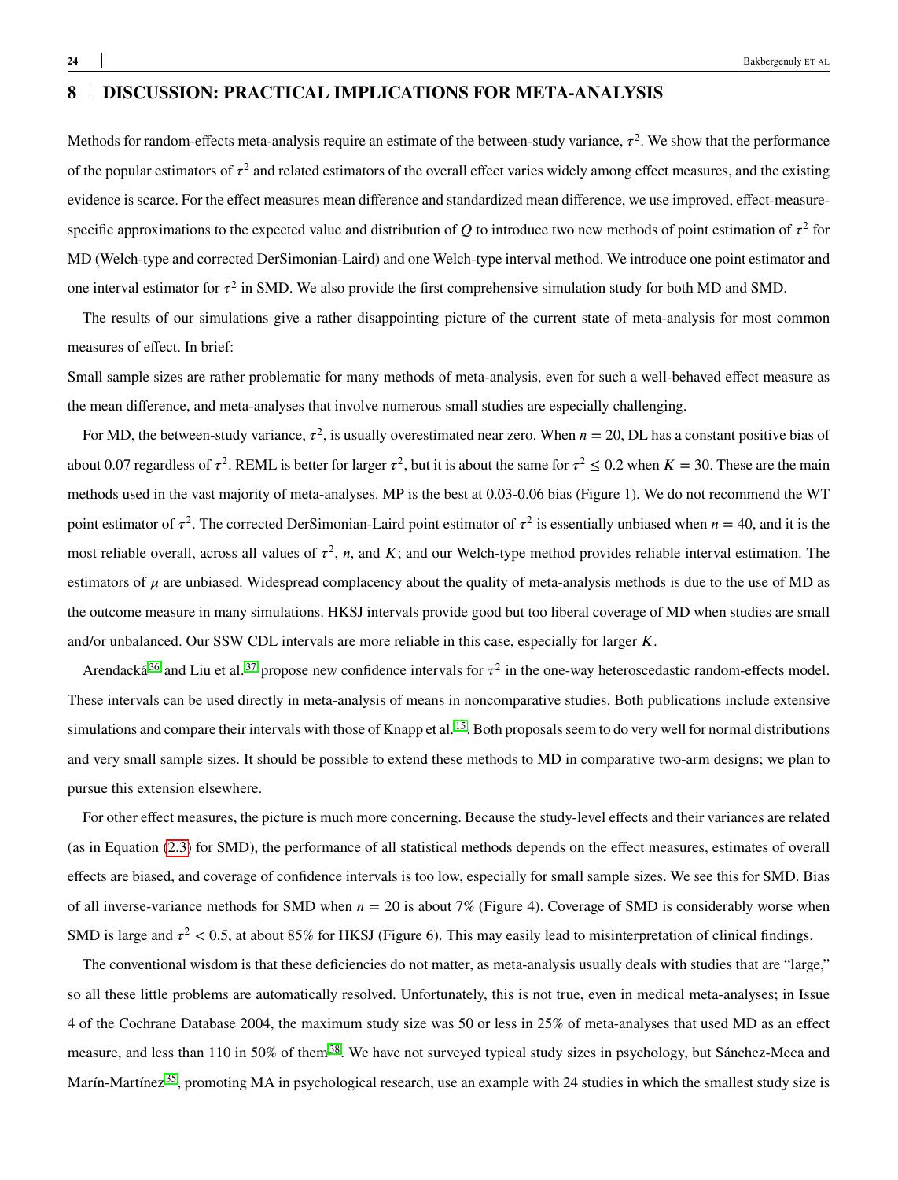## 8 | DISCUSSION: PRACTICAL IMPLICATIONS FOR META-ANALYSIS

Methods for random-effects meta-analysis require an estimate of the between-study variance, $\tau^2$. We show that the performance of the popular estimators of $\tau^2$ and related estimators of the overall effect varies widely among effect measures, and the existing evidence is scarce. For the effect measures mean difference and standardized mean difference, we use improved, effect-measure-specific approximations to the expected value and distribution of $Q$ to introduce two new methods of point estimation of $\tau^2$ for MD (Welch-type and corrected DerSimonian-Laird) and one Welch-type interval method. We introduce one point estimator and one interval estimator for $\tau^2$ in SMD. We also provide the first comprehensive simulation study for both MD and SMD.

The results of our simulations give a rather disappointing picture of the current state of meta-analysis for most common measures of effect. In brief:

Small sample sizes are rather problematic for many methods of meta-analysis, even for such a well-behaved effect measure as the mean difference, and meta-analyses that involve numerous small studies are especially challenging.

For MD, the between-study variance, $\tau^2$, is usually overestimated near zero. When $n = 20$, DL has a constant positive bias of about 0.07 regardless of $\tau^2$. REML is better for larger $\tau^2$, but it is about the same for $\tau^2 \leq 0.2$ when $K = 30$. These are the main methods used in the vast majority of meta-analyses. MP is the best at 0.03-0.06 bias (Figure 1). We do not recommend the WT point estimator of $\tau^2$. The corrected DerSimonian-Laird point estimator of $\tau^2$ is essentially unbiased when $n = 40$, and it is the most reliable overall, across all values of $\tau^2$, $n$, and $K$; and our Welch-type method provides reliable interval estimation. The estimators of $\mu$ are unbiased. Widespread complacency about the quality of meta-analysis methods is due to the use of MD as the outcome measure in many simulations. HKSJ intervals provide good but too liberal coverage of MD when studies are small and/or unbalanced. Our SSW CDL intervals are more reliable in this case, especially for larger $K$.

Arendacká[36] and Liu et al.[37] propose new confidence intervals for $\tau^2$ in the one-way heteroscedastic random-effects model. These intervals can be used directly in meta-analysis of means in noncomparative studies. Both publications include extensive simulations and compare their intervals with those of Knapp et al.[15]. Both proposals seem to do very well for normal distributions and very small sample sizes. It should be possible to extend these methods to MD in comparative two-arm designs; we plan to pursue this extension elsewhere.

For other effect measures, the picture is much more concerning. Because the study-level effects and their variances are related (as in Equation (2.3) for SMD), the performance of all statistical methods depends on the effect measures, estimates of overall effects are biased, and coverage of confidence intervals is too low, especially for small sample sizes. We see this for SMD. Bias of all inverse-variance methods for SMD when $n = 20$ is about 7% (Figure 4). Coverage of SMD is considerably worse when SMD is large and $\tau^2 < 0.5$, at about 85% for HKSJ (Figure 6). This may easily lead to misinterpretation of clinical findings.

The conventional wisdom is that these deficiencies do not matter, as meta-analysis usually deals with studies that are "large," so all these little problems are automatically resolved. Unfortunately, this is not true, even in medical meta-analyses; in Issue 4 of the Cochrane Database 2004, the maximum study size was 50 or less in 25% of meta-analyses that used MD as an effect measure, and less than 110 in 50% of them[38]. We have not surveyed typical study sizes in psychology, but Sánchez-Meca and Marín-Martínez[35], promoting MA in psychological research, use an example with 24 studies in which the smallest study size is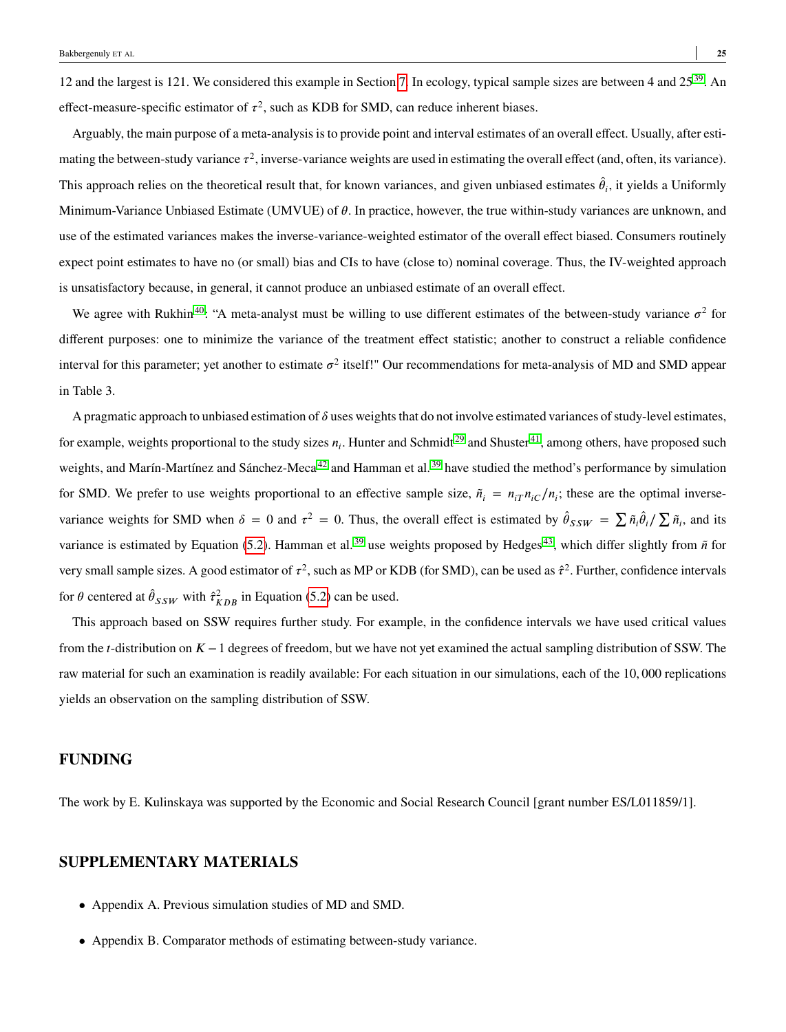12 and the largest is 121. We considered this example in Section 7. In ecology, typical sample sizes are between 4 and 25[39]. An effect-measure-specific estimator of $\tau^2$, such as KDB for SMD, can reduce inherent biases.

Arguably, the main purpose of a meta-analysis is to provide point and interval estimates of an overall effect. Usually, after estimating the between-study variance $\tau^2$, inverse-variance weights are used in estimating the overall effect (and, often, its variance). This approach relies on the theoretical result that, for known variances, and given unbiased estimates $\hat{\theta}_i$, it yields a Uniformly Minimum-Variance Unbiased Estimate (UMVUE) of $\theta$. In practice, however, the true within-study variances are unknown, and use of the estimated variances makes the inverse-variance-weighted estimator of the overall effect biased. Consumers routinely expect point estimates to have no (or small) bias and CIs to have (close to) nominal coverage. Thus, the IV-weighted approach is unsatisfactory because, in general, it cannot produce an unbiased estimate of an overall effect.

We agree with Rukhin[40]: "A meta-analyst must be willing to use different estimates of the between-study variance $\sigma^2$ for different purposes: one to minimize the variance of the treatment effect statistic; another to construct a reliable confidence interval for this parameter; yet another to estimate $\sigma^2$ itself!" Our recommendations for meta-analysis of MD and SMD appear in Table 3.

A pragmatic approach to unbiased estimation of $\delta$ uses weights that do not involve estimated variances of study-level estimates, for example, weights proportional to the study sizes $n_i$. Hunter and Schmidt[29] and Shuster[41], among others, have proposed such weights, and Marín-Martínez and Sánchez-Meca[42] and Hamman et al.[39] have studied the method's performance by simulation for SMD. We prefer to use weights proportional to an effective sample size, $\tilde{n}_i = n_{iT} n_{iC}/n_i$; these are the optimal inverse-variance weights for SMD when $\delta = 0$ and $\tau^2 = 0$. Thus, the overall effect is estimated by $\hat{\theta}_{SSW} = \sum \tilde{n}_i \hat{\theta}_i / \sum \tilde{n}_i$, and its variance is estimated by Equation (5.2). Hamman et al.[39] use weights proposed by Hedges[43], which differ slightly from $\tilde{n}$ for very small sample sizes. A good estimator of $\tau^2$, such as MP or KDB (for SMD), can be used as $\hat{\tau}^2$. Further, confidence intervals for $\theta$ centered at $\hat{\theta}_{SSW}$ with $\hat{\tau}^2_{KDB}$ in Equation (5.2) can be used.

This approach based on SSW requires further study. For example, in the confidence intervals we have used critical values from the $t$-distribution on $K-1$ degrees of freedom, but we have not yet examined the actual sampling distribution of SSW. The raw material for such an examination is readily available: For each situation in our simulations, each of the 10,000 replications yields an observation on the sampling distribution of SSW.

## FUNDING

The work by E. Kulinskaya was supported by the Economic and Social Research Council [grant number ES/L011859/1].

## SUPPLEMENTARY MATERIALS

- Appendix A. Previous simulation studies of MD and SMD.
- Appendix B. Comparator methods of estimating between-study variance.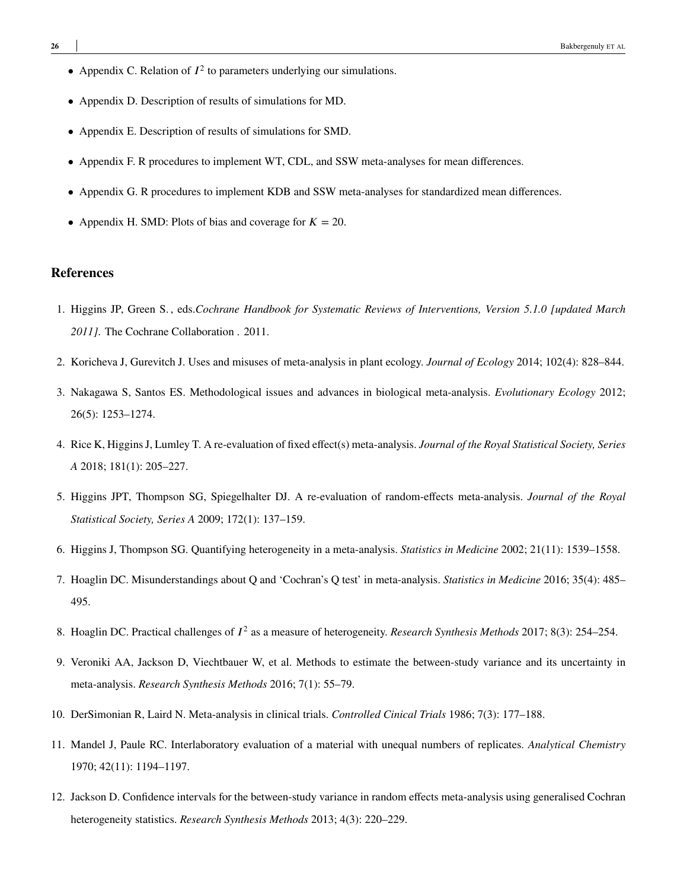- Appendix C. Relation of $I^2$ to parameters underlying our simulations.
- Appendix D. Description of results of simulations for MD.
- Appendix E. Description of results of simulations for SMD.
- Appendix F. R procedures to implement WT, CDL, and SSW meta-analyses for mean differences.
- Appendix G. R procedures to implement KDB and SSW meta-analyses for standardized mean differences.
- Appendix H. SMD: Plots of bias and coverage for $K = 20$.

## References

1. Higgins JP, Green S. , eds.*Cochrane Handbook for Systematic Reviews of Interventions, Version 5.1.0 [updated March 2011].* The Cochrane Collaboration . 2011.
2. Koricheva J, Gurevitch J. Uses and misuses of meta-analysis in plant ecology. *Journal of Ecology* 2014; 102(4): 828–844.
3. Nakagawa S, Santos ES. Methodological issues and advances in biological meta-analysis. *Evolutionary Ecology* 2012; 26(5): 1253–1274.
4. Rice K, Higgins J, Lumley T. A re-evaluation of fixed effect(s) meta-analysis. *Journal of the Royal Statistical Society, Series A* 2018; 181(1): 205–227.
5. Higgins JPT, Thompson SG, Spiegelhalter DJ. A re-evaluation of random-effects meta-analysis. *Journal of the Royal Statistical Society, Series A* 2009; 172(1): 137–159.
6. Higgins J, Thompson SG. Quantifying heterogeneity in a meta-analysis. *Statistics in Medicine* 2002; 21(11): 1539–1558.
7. Hoaglin DC. Misunderstandings about Q and 'Cochran's Q test' in meta-analysis. *Statistics in Medicine* 2016; 35(4): 485–495.
8. Hoaglin DC. Practical challenges of $I^2$ as a measure of heterogeneity. *Research Synthesis Methods* 2017; 8(3): 254–254.
9. Veroniki AA, Jackson D, Viechtbauer W, et al. Methods to estimate the between-study variance and its uncertainty in meta-analysis. *Research Synthesis Methods* 2016; 7(1): 55–79.
10. DerSimonian R, Laird N. Meta-analysis in clinical trials. *Controlled Cinical Trials* 1986; 7(3): 177–188.
11. Mandel J, Paule RC. Interlaboratory evaluation of a material with unequal numbers of replicates. *Analytical Chemistry* 1970; 42(11): 1194–1197.
12. Jackson D. Confidence intervals for the between-study variance in random effects meta-analysis using generalised Cochran heterogeneity statistics. *Research Synthesis Methods* 2013; 4(3): 220–229.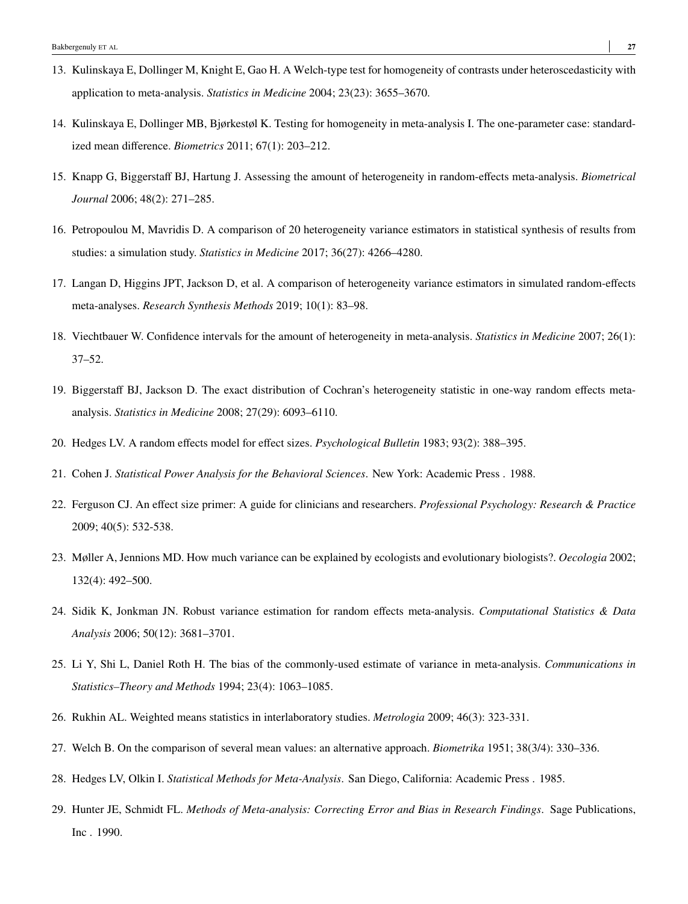13. Kulinskaya E, Dollinger M, Knight E, Gao H. A Welch-type test for homogeneity of contrasts under heteroscedasticity with application to meta-analysis. *Statistics in Medicine* 2004; 23(23): 3655–3670.
14. Kulinskaya E, Dollinger MB, Bjørkestøl K. Testing for homogeneity in meta-analysis I. The one-parameter case: standardized mean difference. *Biometrics* 2011; 67(1): 203–212.
15. Knapp G, Biggerstaff BJ, Hartung J. Assessing the amount of heterogeneity in random-effects meta-analysis. *Biometrical Journal* 2006; 48(2): 271–285.
16. Petropoulou M, Mavridis D. A comparison of 20 heterogeneity variance estimators in statistical synthesis of results from studies: a simulation study. *Statistics in Medicine* 2017; 36(27): 4266–4280.
17. Langan D, Higgins JPT, Jackson D, et al. A comparison of heterogeneity variance estimators in simulated random-effects meta-analyses. *Research Synthesis Methods* 2019; 10(1): 83–98.
18. Viechtbauer W. Confidence intervals for the amount of heterogeneity in meta-analysis. *Statistics in Medicine* 2007; 26(1): 37–52.
19. Biggerstaff BJ, Jackson D. The exact distribution of Cochran's heterogeneity statistic in one-way random effects meta-analysis. *Statistics in Medicine* 2008; 27(29): 6093–6110.
20. Hedges LV. A random effects model for effect sizes. *Psychological Bulletin* 1983; 93(2): 388–395.
21. Cohen J. *Statistical Power Analysis for the Behavioral Sciences*. New York: Academic Press . 1988.
22. Ferguson CJ. An effect size primer: A guide for clinicians and researchers. *Professional Psychology: Research & Practice* 2009; 40(5): 532-538.
23. Møller A, Jennions MD. How much variance can be explained by ecologists and evolutionary biologists?. *Oecologia* 2002; 132(4): 492–500.
24. Sidik K, Jonkman JN. Robust variance estimation for random effects meta-analysis. *Computational Statistics & Data Analysis* 2006; 50(12): 3681–3701.
25. Li Y, Shi L, Daniel Roth H. The bias of the commonly-used estimate of variance in meta-analysis. *Communications in Statistics–Theory and Methods* 1994; 23(4): 1063–1085.
26. Rukhin AL. Weighted means statistics in interlaboratory studies. *Metrologia* 2009; 46(3): 323-331.
27. Welch B. On the comparison of several mean values: an alternative approach. *Biometrika* 1951; 38(3/4): 330–336.
28. Hedges LV, Olkin I. *Statistical Methods for Meta-Analysis*. San Diego, California: Academic Press . 1985.
29. Hunter JE, Schmidt FL. *Methods of Meta-analysis: Correcting Error and Bias in Research Findings*. Sage Publications, Inc . 1990.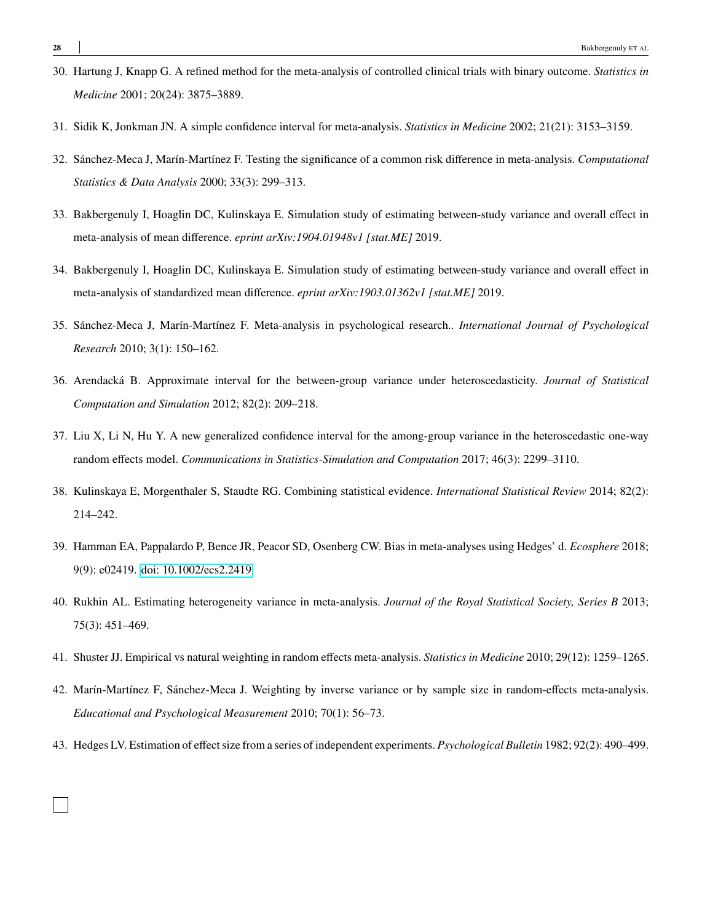30. Hartung J, Knapp G. A refined method for the meta-analysis of controlled clinical trials with binary outcome. *Statistics in Medicine* 2001; 20(24): 3875–3889.

31. Sidik K, Jonkman JN. A simple confidence interval for meta-analysis. *Statistics in Medicine* 2002; 21(21): 3153–3159.

32. Sánchez-Meca J, Marín-Martínez F. Testing the significance of a common risk difference in meta-analysis. *Computational Statistics & Data Analysis* 2000; 33(3): 299–313.

33. Bakbergenuly I, Hoaglin DC, Kulinskaya E. Simulation study of estimating between-study variance and overall effect in meta-analysis of mean difference. *eprint arXiv:1904.01948v1 [stat.ME]* 2019.

34. Bakbergenuly I, Hoaglin DC, Kulinskaya E. Simulation study of estimating between-study variance and overall effect in meta-analysis of standardized mean difference. *eprint arXiv:1903.01362v1 [stat.ME]* 2019.

35. Sánchez-Meca J, Marín-Martínez F. Meta-analysis in psychological research.. *International Journal of Psychological Research* 2010; 3(1): 150–162.

36. Arendacká B. Approximate interval for the between-group variance under heteroscedasticity. *Journal of Statistical Computation and Simulation* 2012; 82(2): 209–218.

37. Liu X, Li N, Hu Y. A new generalized confidence interval for the among-group variance in the heteroscedastic one-way random effects model. *Communications in Statistics-Simulation and Computation* 2017; 46(3): 2299–3110.

38. Kulinskaya E, Morgenthaler S, Staudte RG. Combining statistical evidence. *International Statistical Review* 2014; 82(2): 214–242.

39. Hamman EA, Pappalardo P, Bence JR, Peacor SD, Osenberg CW. Bias in meta-analyses using Hedges' d. *Ecosphere* 2018; 9(9): e02419. doi: 10.1002/ecs2.2419

40. Rukhin AL. Estimating heterogeneity variance in meta-analysis. *Journal of the Royal Statistical Society, Series B* 2013; 75(3): 451–469.

41. Shuster JJ. Empirical vs natural weighting in random effects meta-analysis. *Statistics in Medicine* 2010; 29(12): 1259–1265.

42. Marín-Martínez F, Sánchez-Meca J. Weighting by inverse variance or by sample size in random-effects meta-analysis. *Educational and Psychological Measurement* 2010; 70(1): 56–73.

43. Hedges LV. Estimation of effect size from a series of independent experiments. *Psychological Bulletin* 1982; 92(2): 490–499.